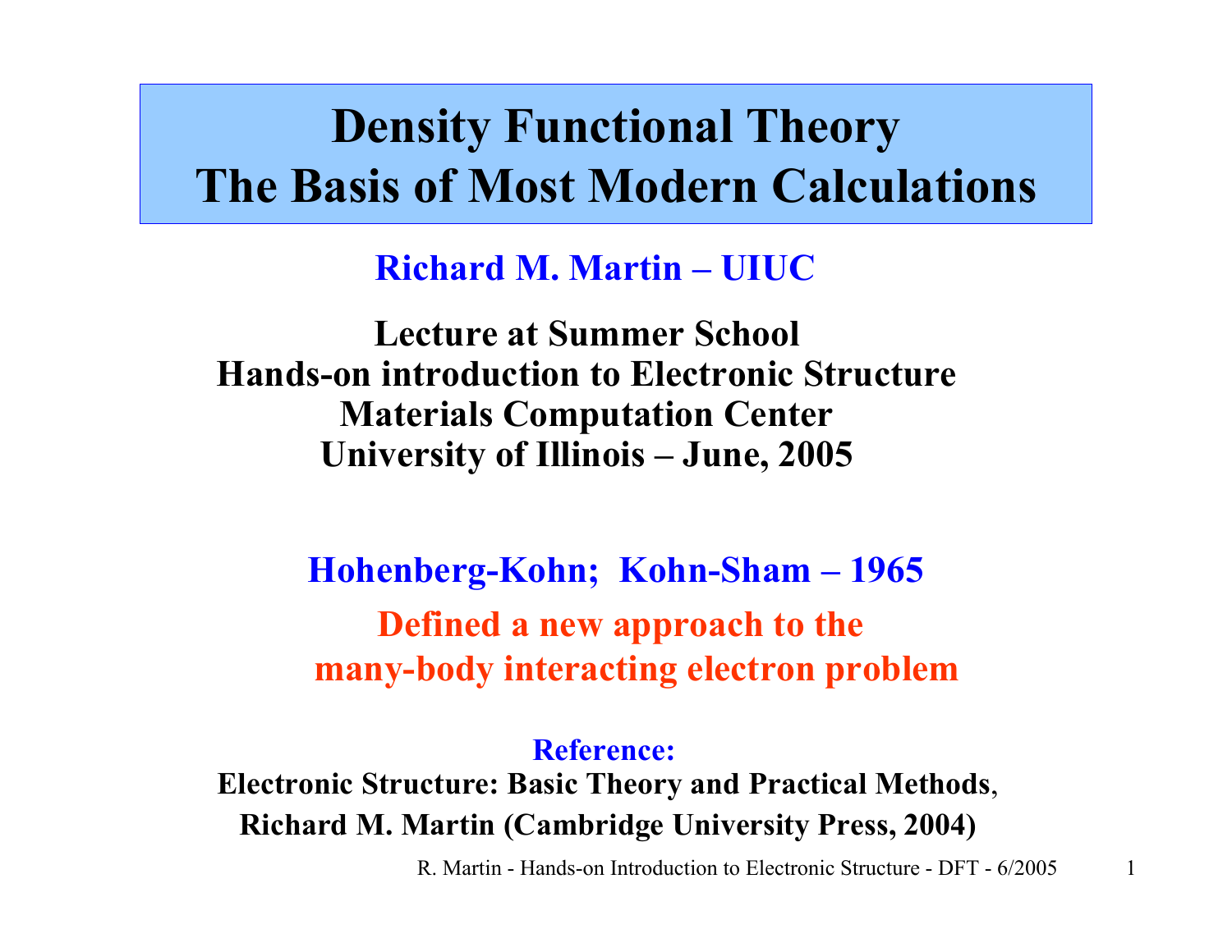# Density Functional Theory
# The Basis of Most Modern Calculations

**Richard M. Martin – UIUC**

**Lecture at Summer School**
**Hands-on introduction to Electronic Structure**
**Materials Computation Center**
**University of Illinois – June, 2005**

**Hohenberg-Kohn; Kohn-Sham – 1965**

**Defined a new approach to the many-body interacting electron problem**

**Reference:**
**Electronic Structure: Basic Theory and Practical Methods**,
**Richard M. Martin (Cambridge University Press, 2004)**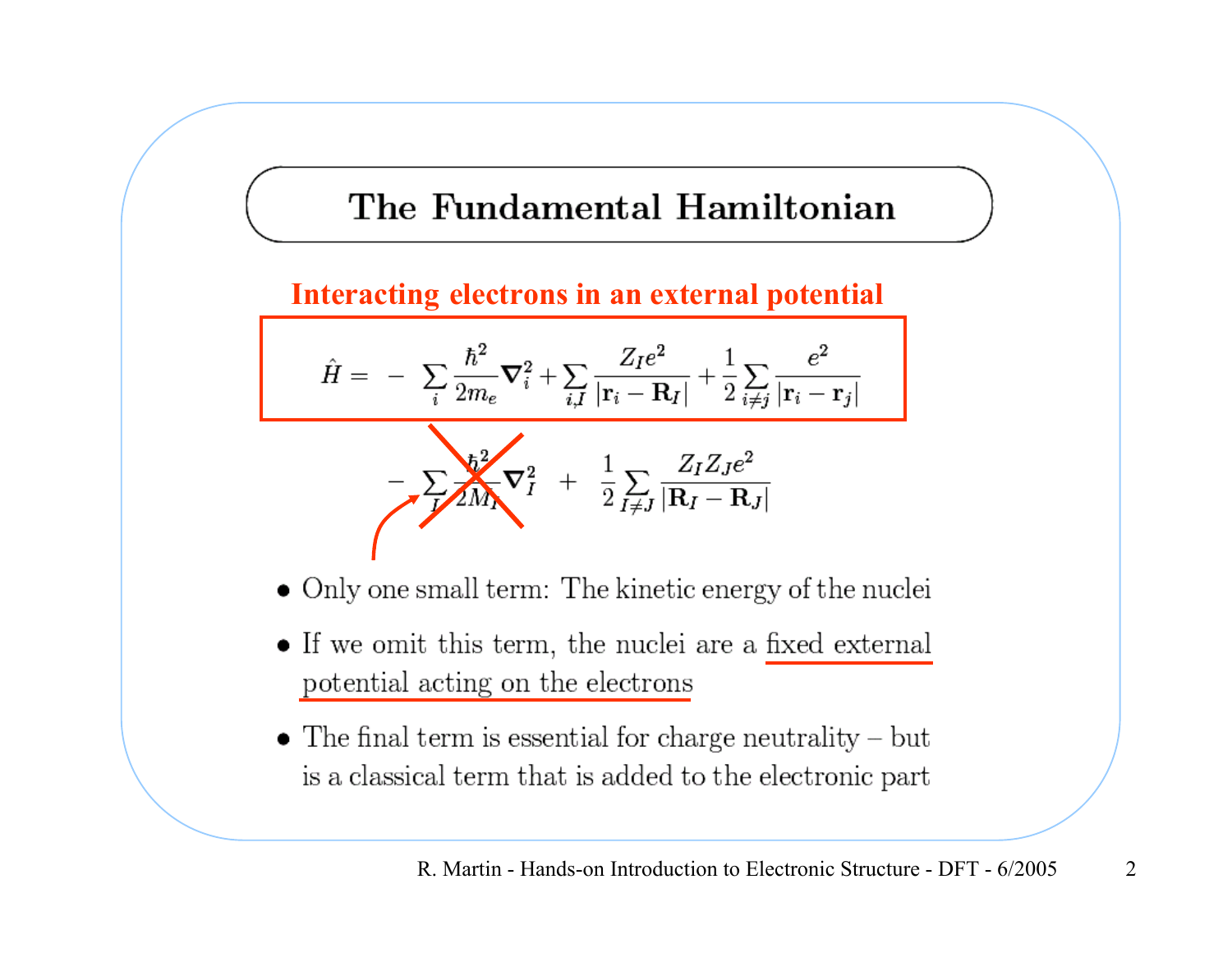# The Fundamental Hamiltonian

**Interacting electrons in an external potential**

$$\hat{H} = -\sum_i \frac{\hbar^2}{2m_e}\nabla_i^2 + \sum_{i,I} \frac{Z_I e^2}{|\mathbf{r}_i - \mathbf{R}_I|} + \frac{1}{2}\sum_{i \neq j} \frac{e^2}{|\mathbf{r}_i - \mathbf{r}_j|}$$

$$-\sum_I \frac{\hbar^2}{2M_I}\nabla_I^2 + \frac{1}{2}\sum_{I \neq J} \frac{Z_I Z_J e^2}{|\mathbf{R}_I - \mathbf{R}_J|}$$

- Only one small term: The kinetic energy of the nuclei
- If we omit this term, the nuclei are a fixed external potential acting on the electrons
- The final term is essential for charge neutrality – but is a classical term that is added to the electronic part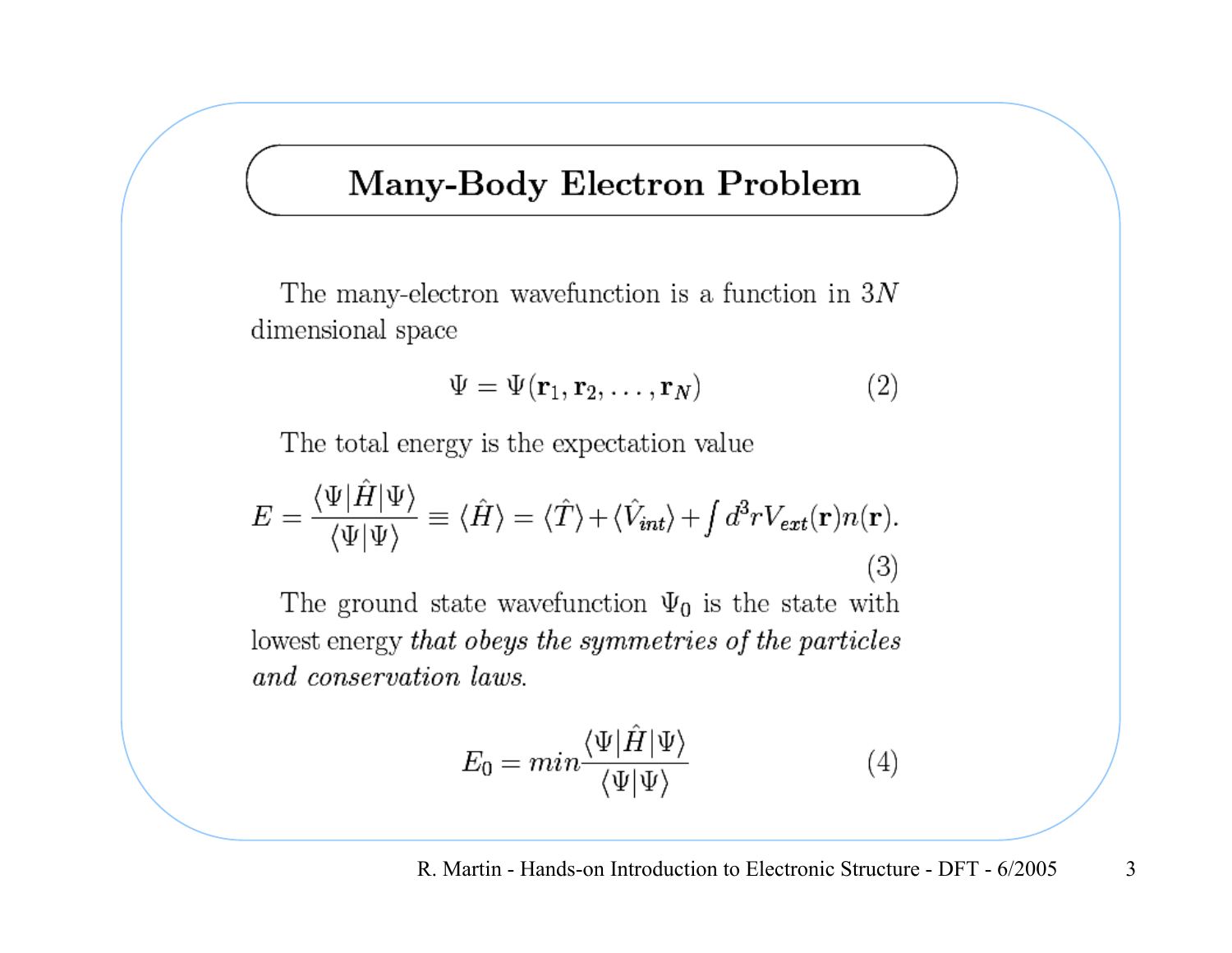# Many-Body Electron Problem

The many-electron wavefunction is a function in $3N$ dimensional space

$$\Psi = \Psi(\mathbf{r}_1, \mathbf{r}_2, \ldots, \mathbf{r}_N) \tag{2}$$

The total energy is the expectation value

$$E = \frac{\langle \Psi | \hat{H} | \Psi \rangle}{\langle \Psi | \Psi \rangle} \equiv \langle \hat{H} \rangle = \langle \hat{T} \rangle + \langle \hat{V}_{int} \rangle + \int d^3 r V_{ext}(\mathbf{r}) n(\mathbf{r}). \tag{3}$$

The ground state wavefunction $\Psi_0$ is the state with lowest energy *that obeys the symmetries of the particles and conservation laws.*

$$E_0 = min \frac{\langle \Psi | \hat{H} | \Psi \rangle}{\langle \Psi | \Psi \rangle} \tag{4}$$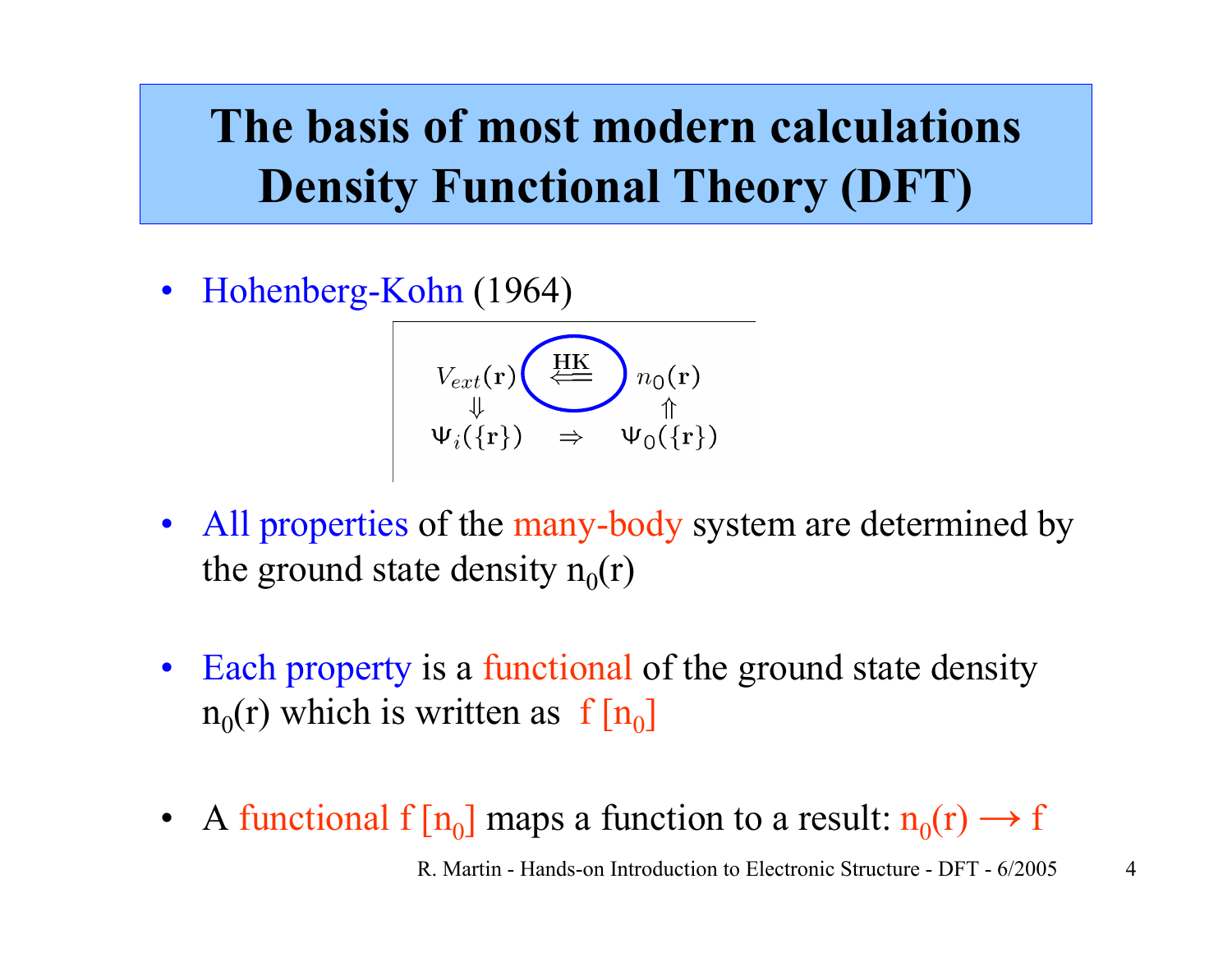# The basis of most modern calculations Density Functional Theory (DFT)

- Hohenberg-Kohn (1964)

$$
\begin{array}{ccc}
V_{ext}(\mathbf{r}) & \overset{\text{HK}}{\Longleftarrow} & n_0(\mathbf{r}) \\
\Downarrow & & \Uparrow \\
\Psi_i(\{\mathbf{r}\}) & \Rightarrow & \Psi_0(\{\mathbf{r}\})
\end{array}
$$

- All properties of the many-body system are determined by the ground state density $n_0(r)$

- Each property is a functional of the ground state density $n_0(r)$ which is written as $f\,[n_0]$

- A functional $f\,[n_0]$ maps a function to a result: $n_0(r) \longrightarrow f$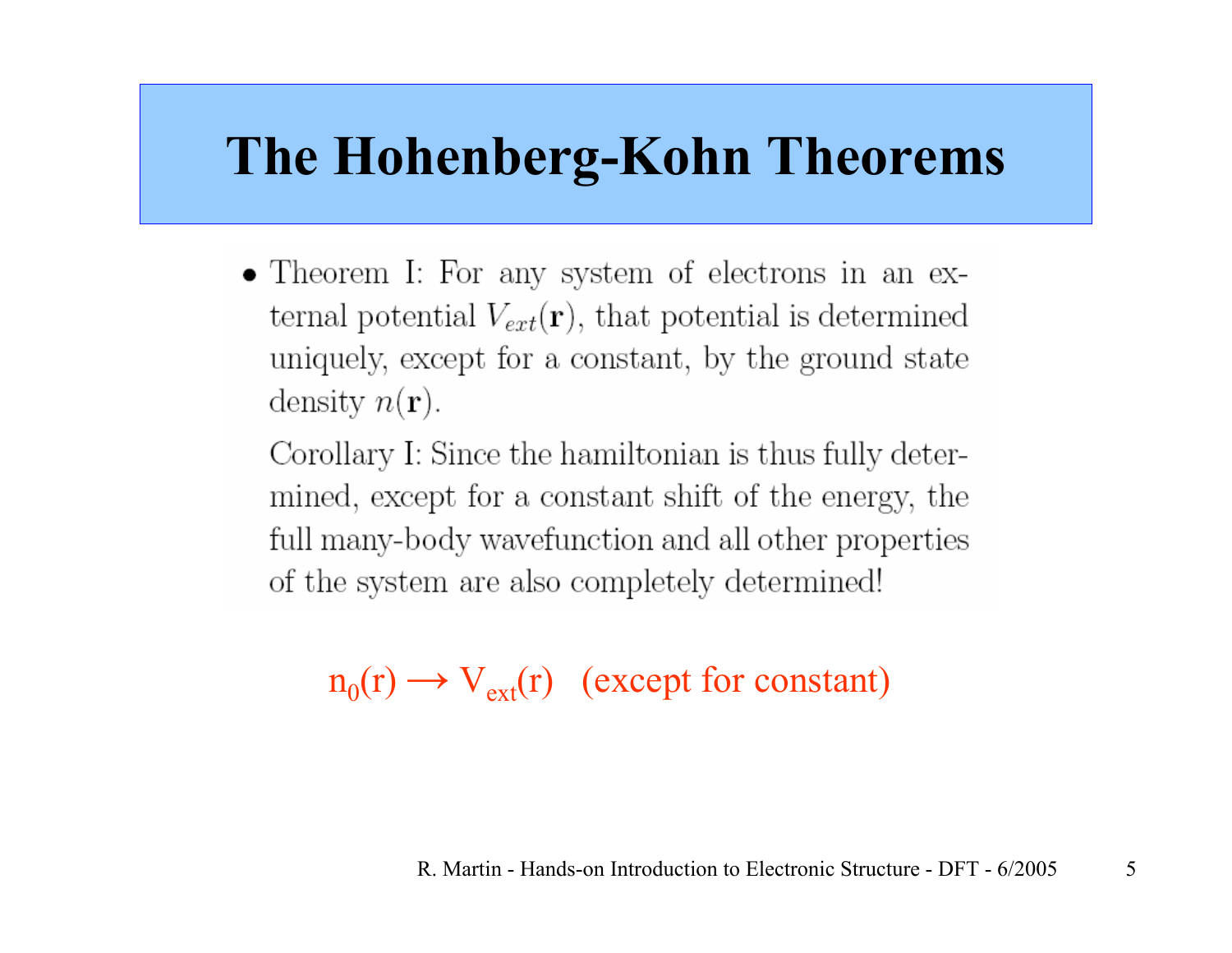# The Hohenberg-Kohn Theorems

- Theorem I: For any system of electrons in an external potential $V_{ext}(\mathbf{r})$, that potential is determined uniquely, except for a constant, by the ground state density $n(\mathbf{r})$.

  Corollary I: Since the hamiltonian is thus fully determined, except for a constant shift of the energy, the full many-body wavefunction and all other properties of the system are also completely determined!

$n_0(r) \longrightarrow V_{ext}(r)$ (except for constant)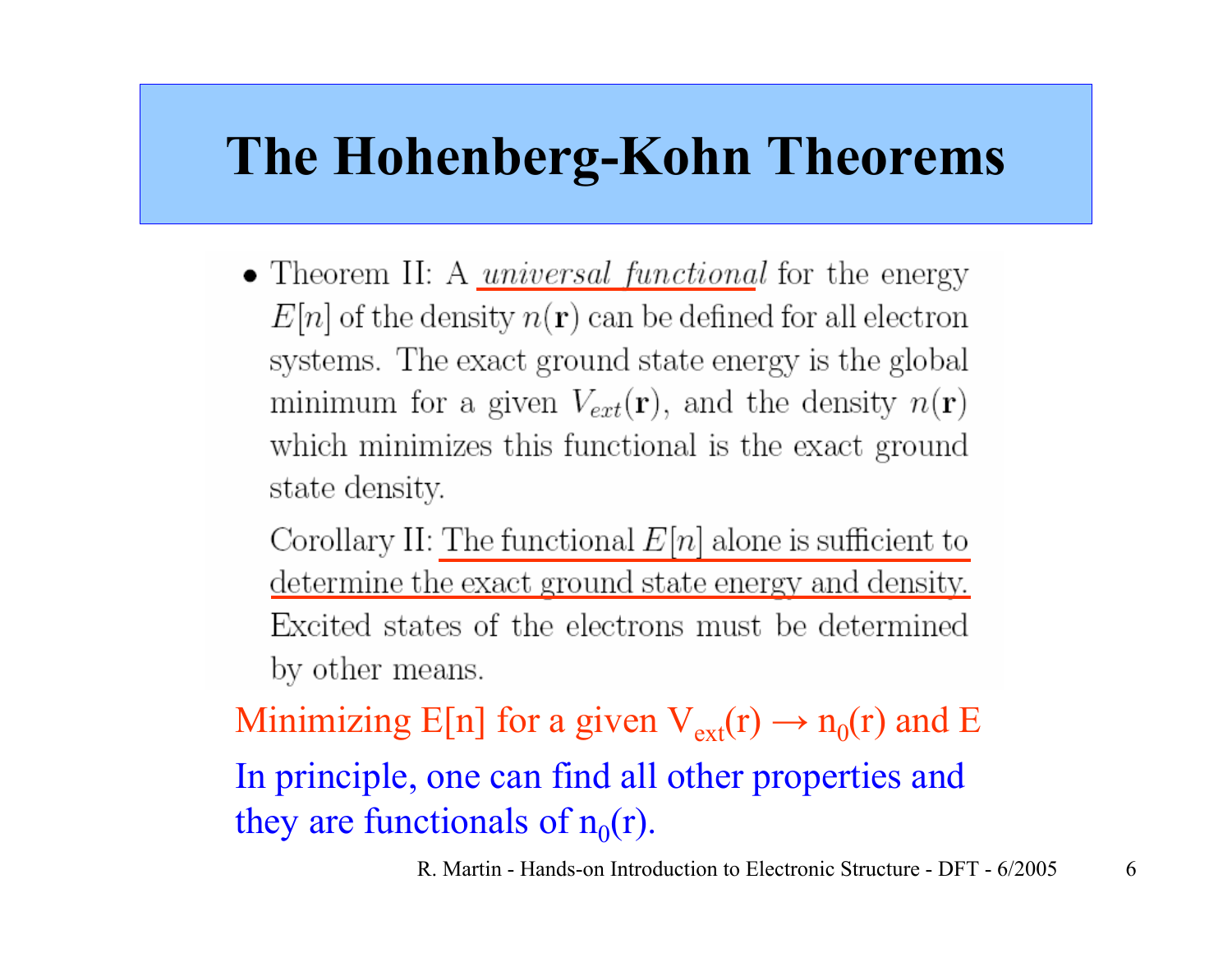# The Hohenberg-Kohn Theorems

- Theorem II: A *universal functional* for the energy $E[n]$ of the density $n(\mathbf{r})$ can be defined for all electron systems. The exact ground state energy is the global minimum for a given $V_{ext}(\mathbf{r})$, and the density $n(\mathbf{r})$ which minimizes this functional is the exact ground state density.

  Corollary II: The functional $E[n]$ alone is sufficient to determine the exact ground state energy and density. Excited states of the electrons must be determined by other means.

Minimizing E[n] for a given $V_{ext}(r) \rightarrow n_0(r)$ and E

In principle, one can find all other properties and they are functionals of $n_0(r)$.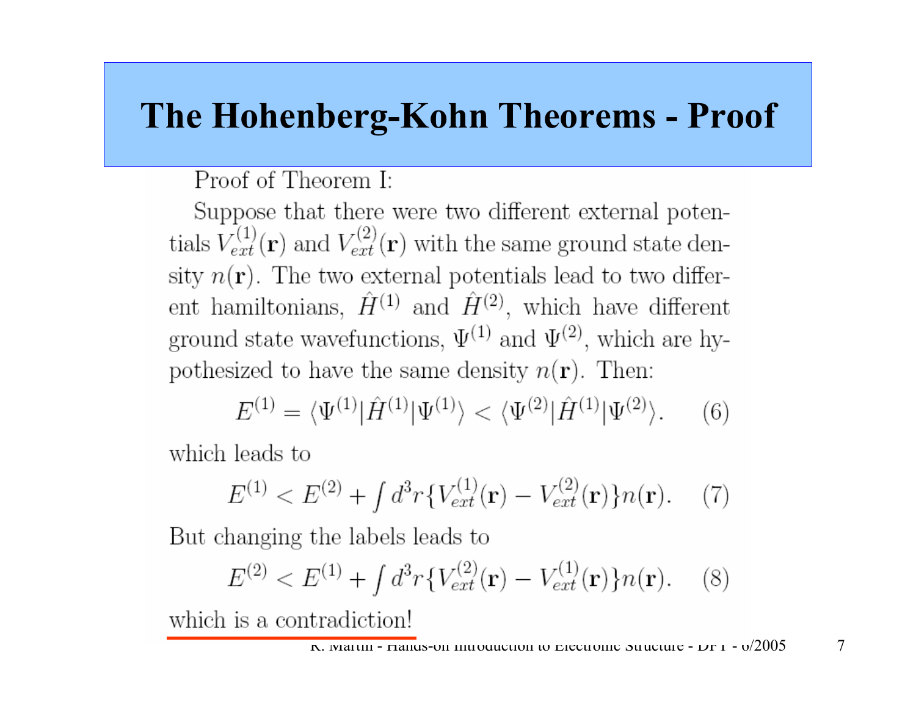# The Hohenberg-Kohn Theorems - Proof

Proof of Theorem I:

Suppose that there were two different external potentials $V_{ext}^{(1)}(\mathbf{r})$ and $V_{ext}^{(2)}(\mathbf{r})$ with the same ground state density $n(\mathbf{r})$. The two external potentials lead to two different hamiltonians, $\hat{H}^{(1)}$ and $\hat{H}^{(2)}$, which have different ground state wavefunctions, $\Psi^{(1)}$ and $\Psi^{(2)}$, which are hypothesized to have the same density $n(\mathbf{r})$. Then:

$$E^{(1)} = \langle \Psi^{(1)} | \hat{H}^{(1)} | \Psi^{(1)} \rangle < \langle \Psi^{(2)} | \hat{H}^{(1)} | \Psi^{(2)} \rangle. \quad (6)$$

which leads to

$$E^{(1)} < E^{(2)} + \int d^3r \{ V_{ext}^{(1)}(\mathbf{r}) - V_{ext}^{(2)}(\mathbf{r}) \} n(\mathbf{r}). \quad (7)$$

But changing the labels leads to

$$E^{(2)} < E^{(1)} + \int d^3r \{ V_{ext}^{(2)}(\mathbf{r}) - V_{ext}^{(1)}(\mathbf{r}) \} n(\mathbf{r}). \quad (8)$$

which is a contradiction!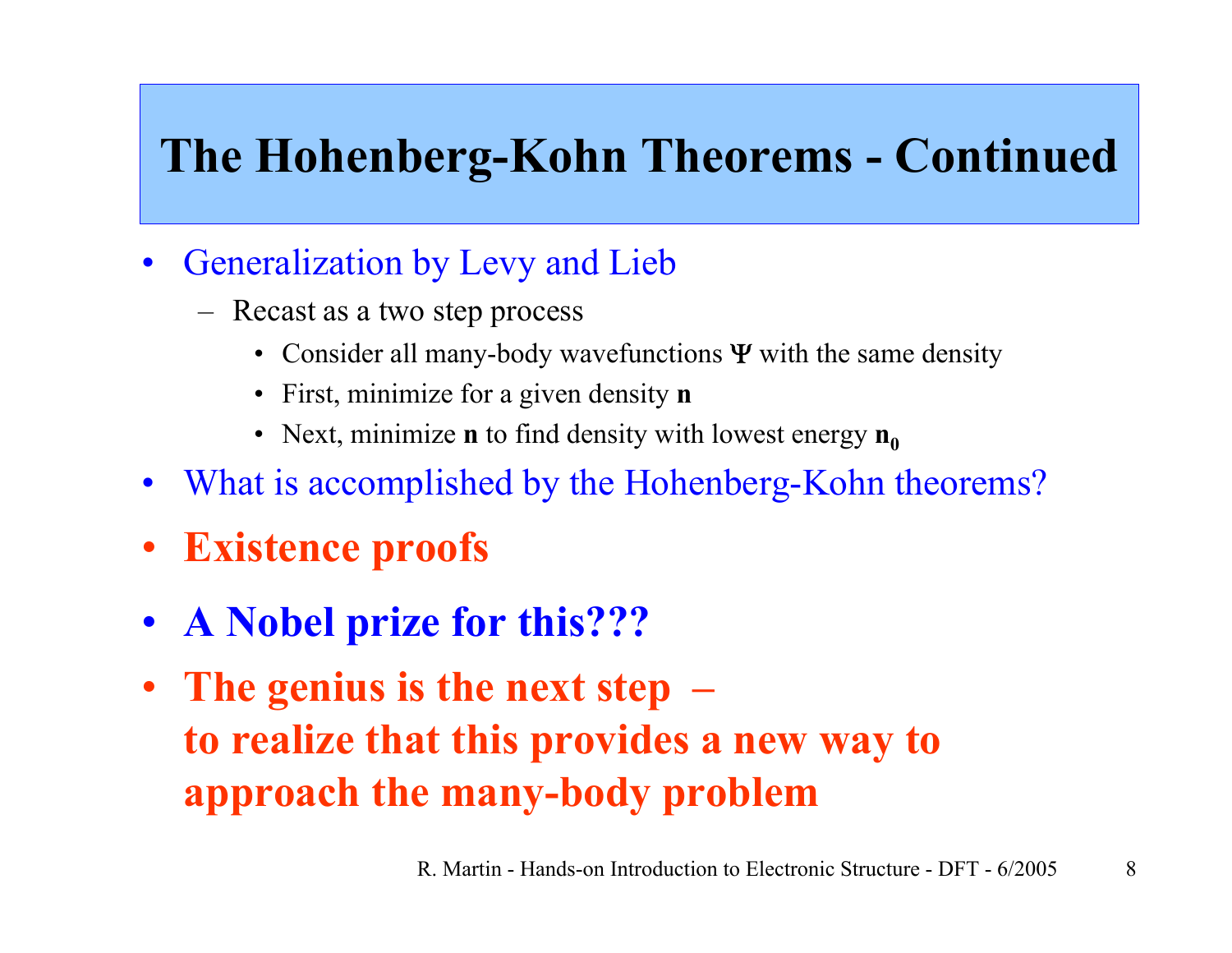# The Hohenberg-Kohn Theorems - Continued

- Generalization by Levy and Lieb
  - Recast as a two step process
    - Consider all many-body wavefunctions **Ψ** with the same density
    - First, minimize for a given density **n**
    - Next, minimize **n** to find density with lowest energy $\mathbf{n_0}$
- What is accomplished by the Hohenberg-Kohn theorems?
- **Existence proofs**
- **A Nobel prize for this???**
- **The genius is the next step –**
  **to realize that this provides a new way to approach the many-body problem**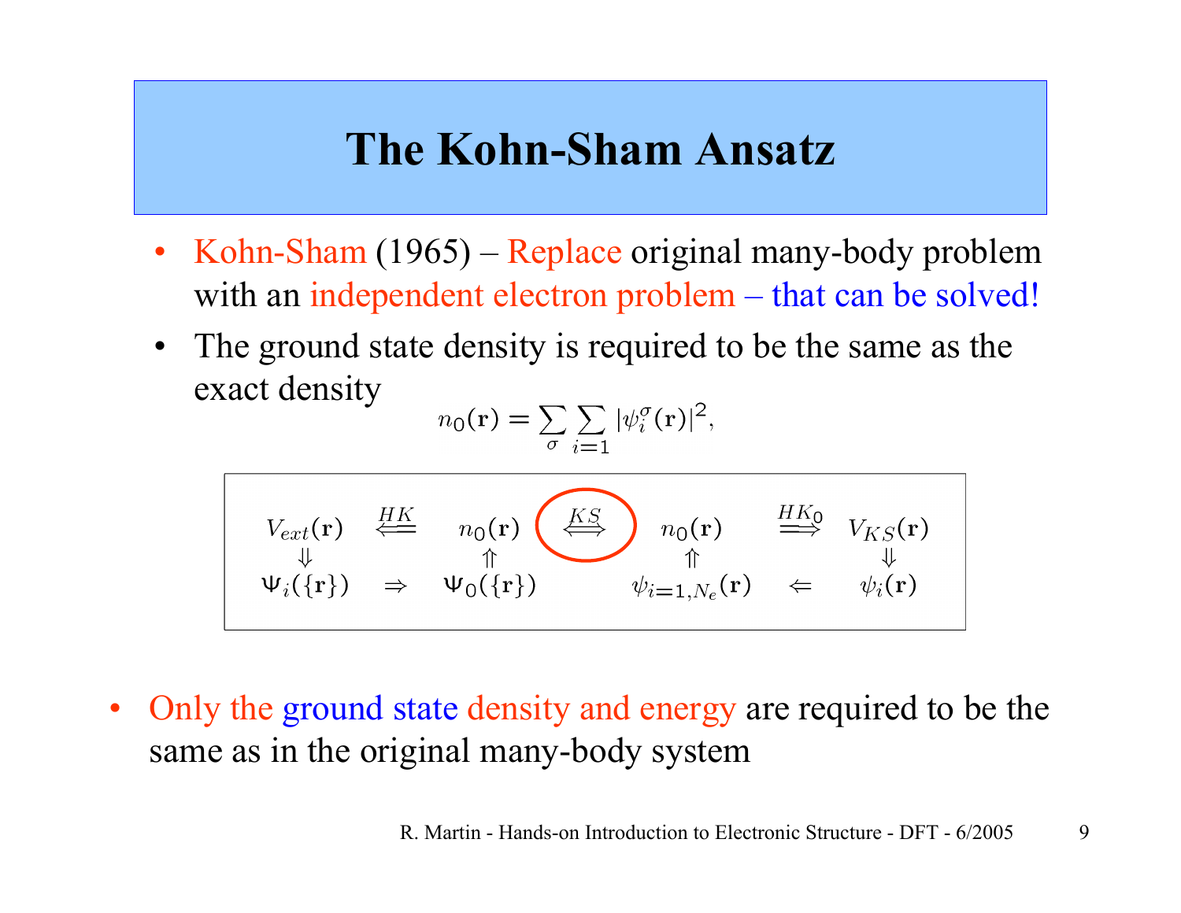# The Kohn-Sham Ansatz

- Kohn-Sham (1965) – Replace original many-body problem with an independent electron problem – that can be solved!
- The ground state density is required to be the same as the exact density

$$n_0(\mathbf{r}) = \sum_{\sigma} \sum_{i=1} |\psi_i^{\sigma}(\mathbf{r})|^2,$$

$$\begin{array}{ccccccccc}
V_{ext}(\mathbf{r}) & \overset{HK}{\Longleftarrow} & n_0(\mathbf{r}) & \overset{KS}{\Longleftrightarrow} & n_0(\mathbf{r}) & \overset{HK_0}{\Longrightarrow} & V_{KS}(\mathbf{r}) \\
\Downarrow & & \Uparrow & & \Uparrow & & \Downarrow \\
\Psi_i(\{\mathbf{r}\}) & \Rightarrow & \Psi_0(\{\mathbf{r}\}) & & \psi_{i=1,N_e}(\mathbf{r}) & \Leftarrow & \psi_i(\mathbf{r})
\end{array}$$

- Only the ground state density and energy are required to be the same as in the original many-body system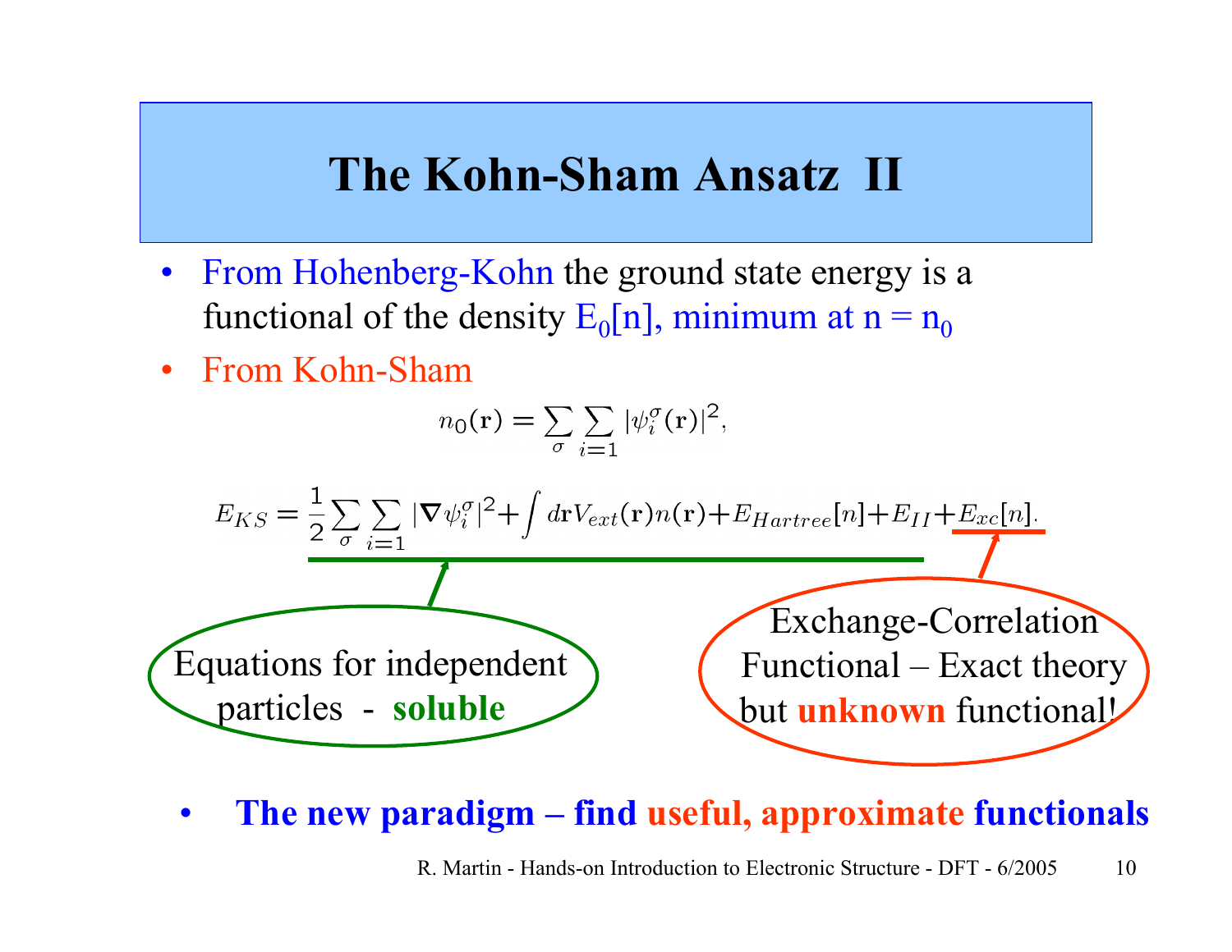# The Kohn-Sham Ansatz II

- From Hohenberg-Kohn the ground state energy is a functional of the density $E_0[n]$, minimum at $n = n_0$
- From Kohn-Sham

$$n_0(\mathbf{r}) = \sum_{\sigma} \sum_{i=1} |\psi_i^{\sigma}(\mathbf{r})|^2,$$

$$E_{KS} = \frac{1}{2} \sum_{\sigma} \sum_{i=1} |\nabla \psi_i^{\sigma}|^2 + \int d\mathbf{r} V_{ext}(\mathbf{r}) n(\mathbf{r}) + E_{Hartree}[n] + E_{II} + E_{xc}[n].$$

Equations for independent particles - **soluble**

Exchange-Correlation Functional – Exact theory but **unknown** functional!

- **The new paradigm – find useful, approximate functionals**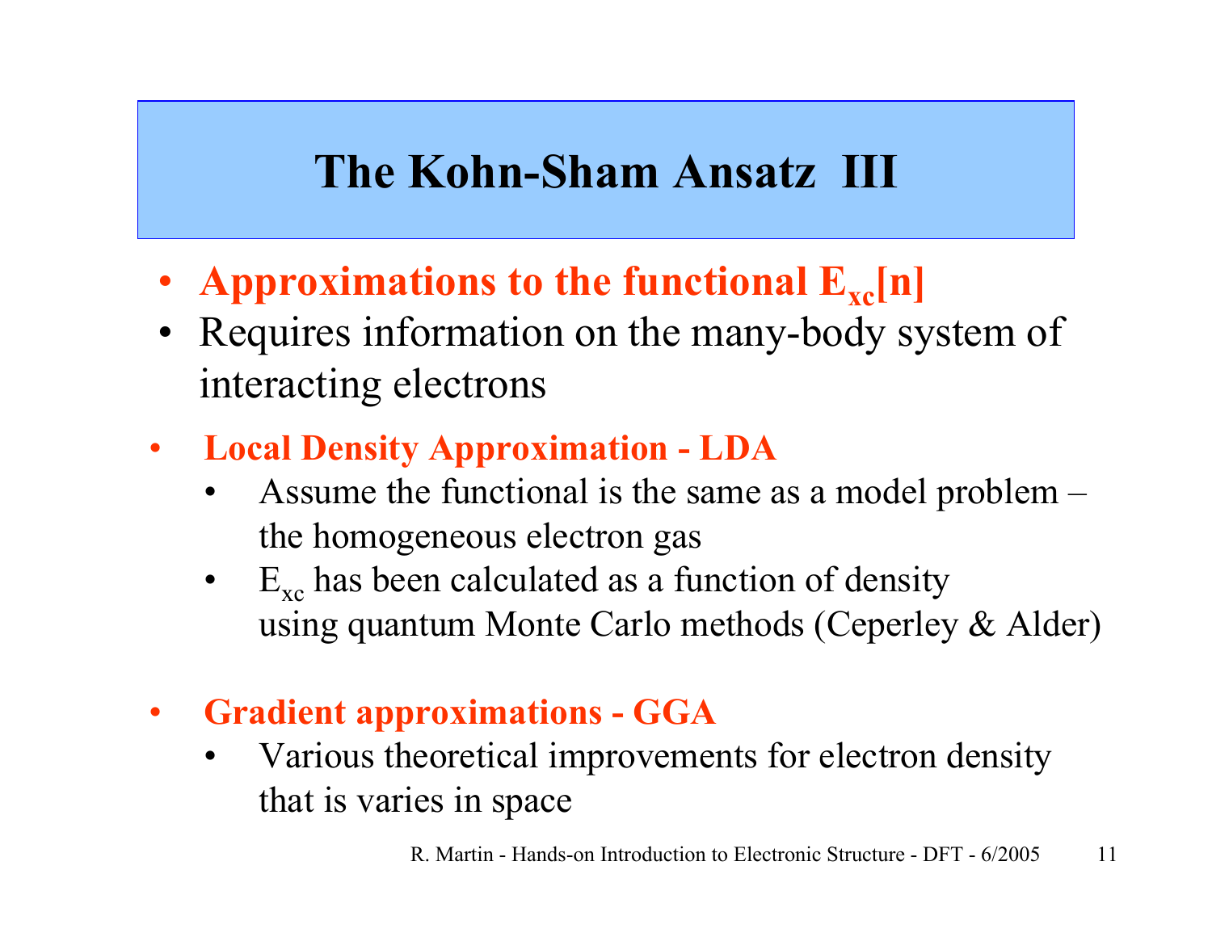# The Kohn-Sham Ansatz III

- **Approximations to the functional $E_{xc}[n]$**
- Requires information on the many-body system of interacting electrons

- **Local Density Approximation - LDA**
  - Assume the functional is the same as a model problem – the homogeneous electron gas
  - $E_{xc}$ has been calculated as a function of density using quantum Monte Carlo methods (Ceperley & Alder)

- **Gradient approximations - GGA**
  - Various theoretical improvements for electron density that is varies in space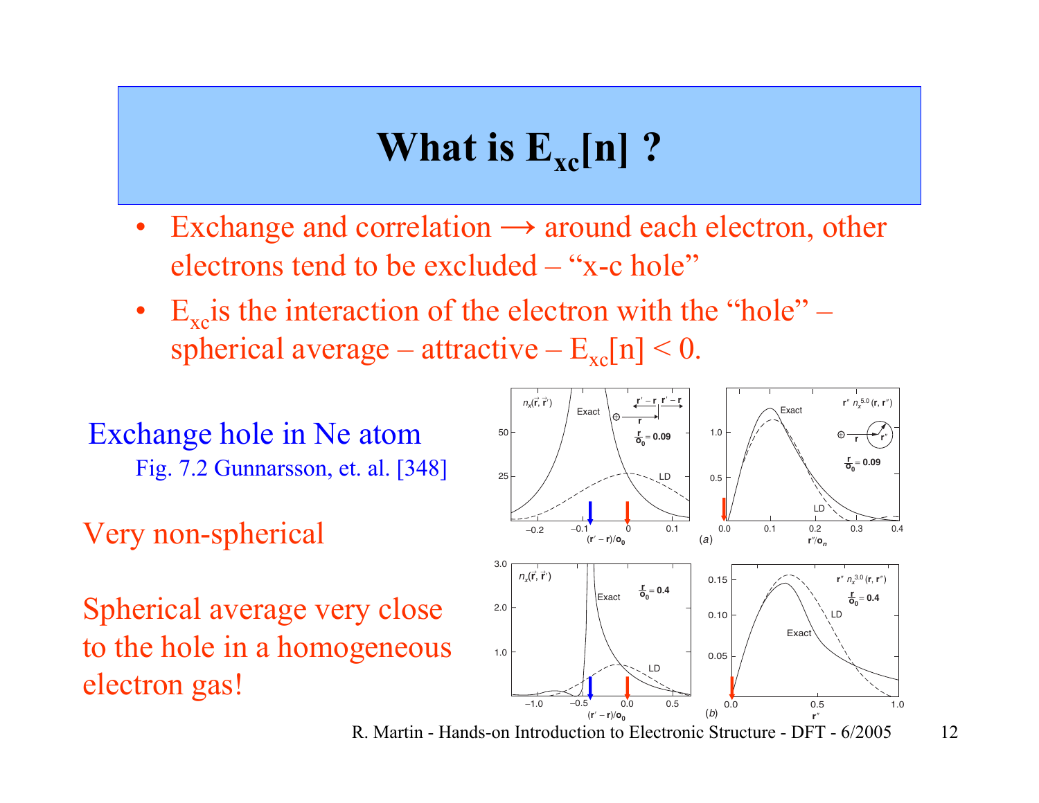# What is $E_{xc}[n]$ ?

- Exchange and correlation → around each electron, other electrons tend to be excluded – "x-c hole"
- $E_{xc}$ is the interaction of the electron with the "hole" – spherical average – attractive – $E_{xc}[n] < 0$.

Exchange hole in Ne atom

Fig. 7.2 Gunnarsson, et. al. [348]

Very non-spherical

Spherical average very close to the hole in a homogeneous electron gas!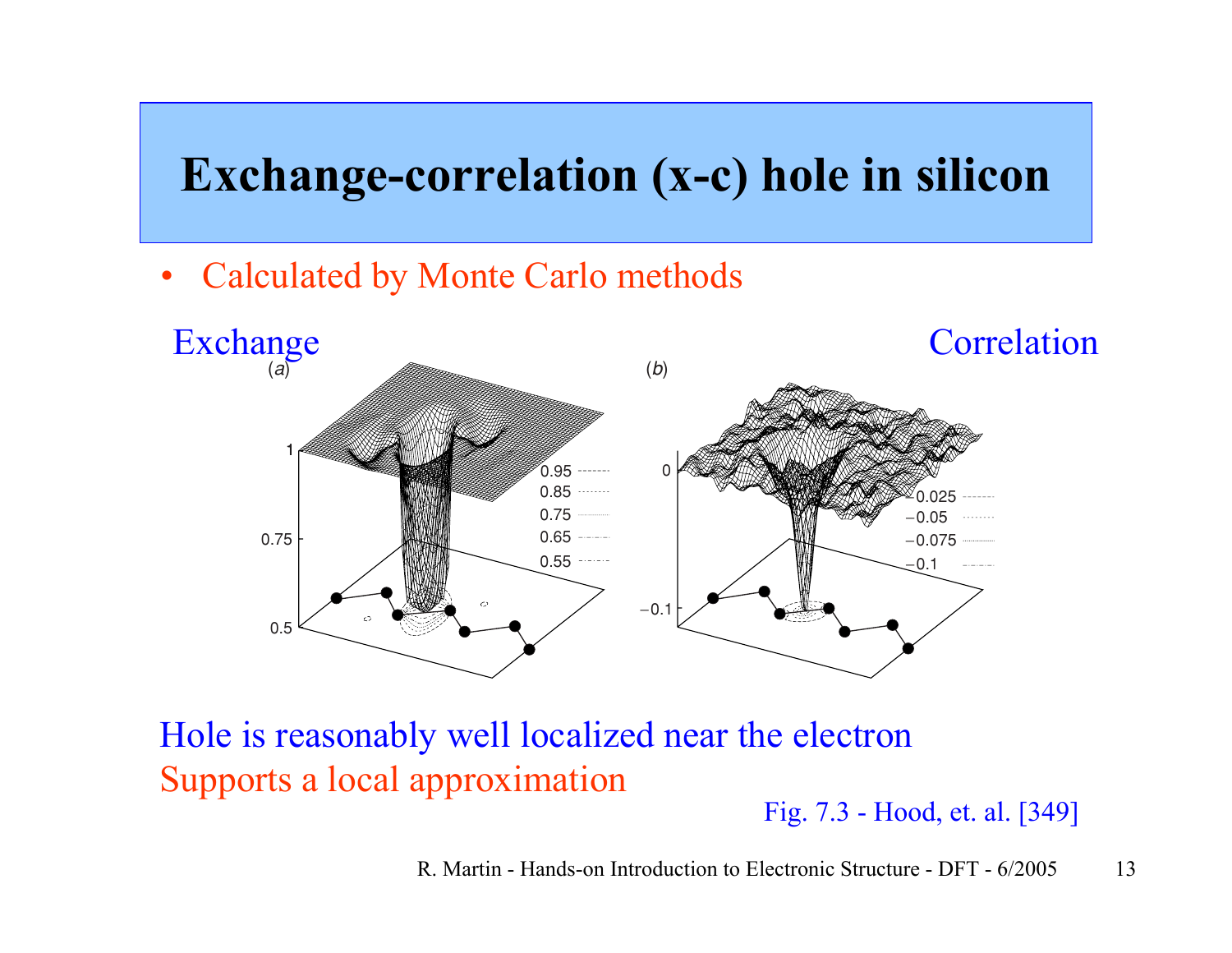# Exchange-correlation (x-c) hole in silicon

- Calculated by Monte Carlo methods

Exchange

Correlation

Hole is reasonably well localized near the electron

Supports a local approximation

Fig. 7.3 - Hood, et. al. [349]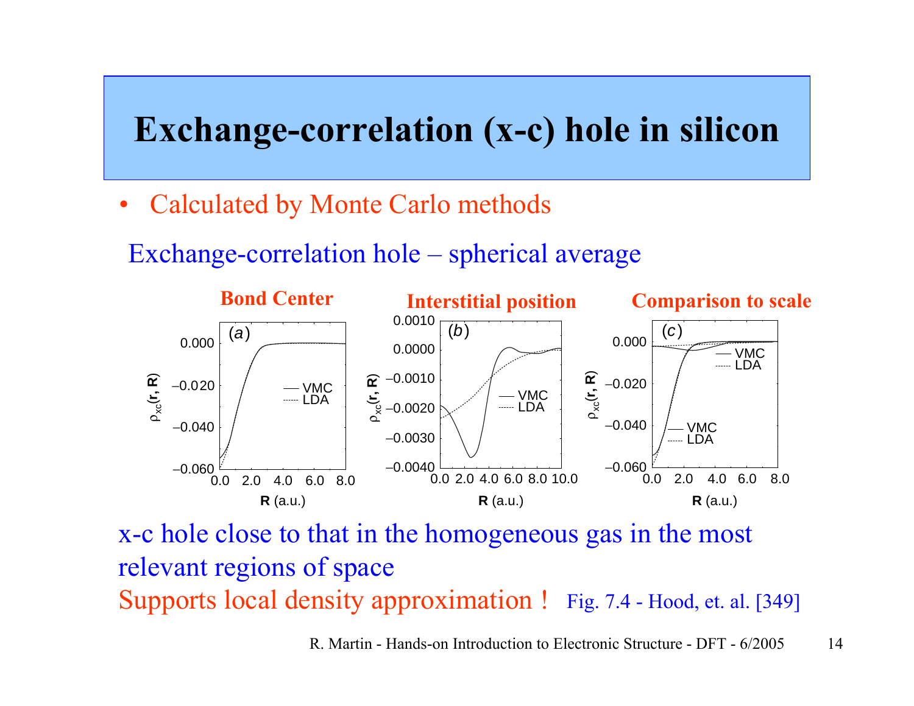# Exchange-correlation (x-c) hole in silicon

- Calculated by Monte Carlo methods

Exchange-correlation hole – spherical average

**Bond Center** **Interstitial position** **Comparison to scale**

x-c hole close to that in the homogeneous gas in the most relevant regions of space

Supports local density approximation ! Fig. 7.4 - Hood, et. al. [349]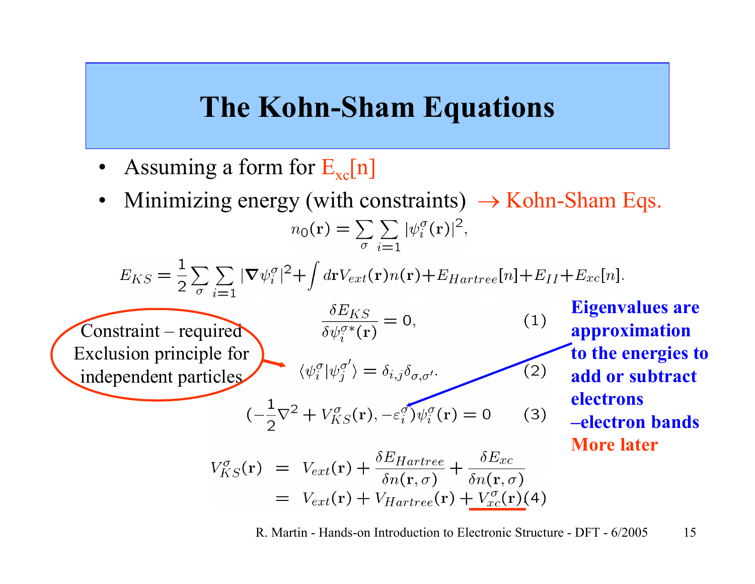# The Kohn-Sham Equations

- Assuming a form for $E_{xc}[n]$
- Minimizing energy (with constraints) → Kohn-Sham Eqs.

$$n_0(\mathbf{r}) = \sum_{\sigma} \sum_{i=1} |\psi_i^{\sigma}(\mathbf{r})|^2,$$

$$E_{KS} = \frac{1}{2}\sum_{\sigma} \sum_{i=1} |\nabla \psi_i^{\sigma}|^2 + \int d\mathbf{r} V_{ext}(\mathbf{r}) n(\mathbf{r}) + E_{Hartree}[n] + E_{II} + E_{xc}[n].$$

$$\frac{\delta E_{KS}}{\delta \psi_i^{\sigma *}(\mathbf{r})} = 0, \qquad (1)$$

Constraint – required Exclusion principle for independent particles

$$\langle \psi_i^{\sigma} | \psi_j^{\sigma'} \rangle = \delta_{i,j} \delta_{\sigma,\sigma'}. \qquad (2)$$

$$(-\frac{1}{2}\nabla^2 + V_{KS}^{\sigma}(\mathbf{r}), -\varepsilon_i^{\sigma})\psi_i^{\sigma}(\mathbf{r}) = 0 \qquad (3)$$

$$\begin{aligned} V_{KS}^{\sigma}(\mathbf{r}) &= V_{ext}(\mathbf{r}) + \frac{\delta E_{Hartree}}{\delta n(\mathbf{r},\sigma)} + \frac{\delta E_{xc}}{\delta n(\mathbf{r},\sigma)} \\ &= V_{ext}(\mathbf{r}) + V_{Hartree}(\mathbf{r}) + V_{xc}^{\sigma}(\mathbf{r}) \qquad (4) \end{aligned}$$

**Eigenvalues are approximation to the energies to add or subtract electrons –electron bands**

**More later**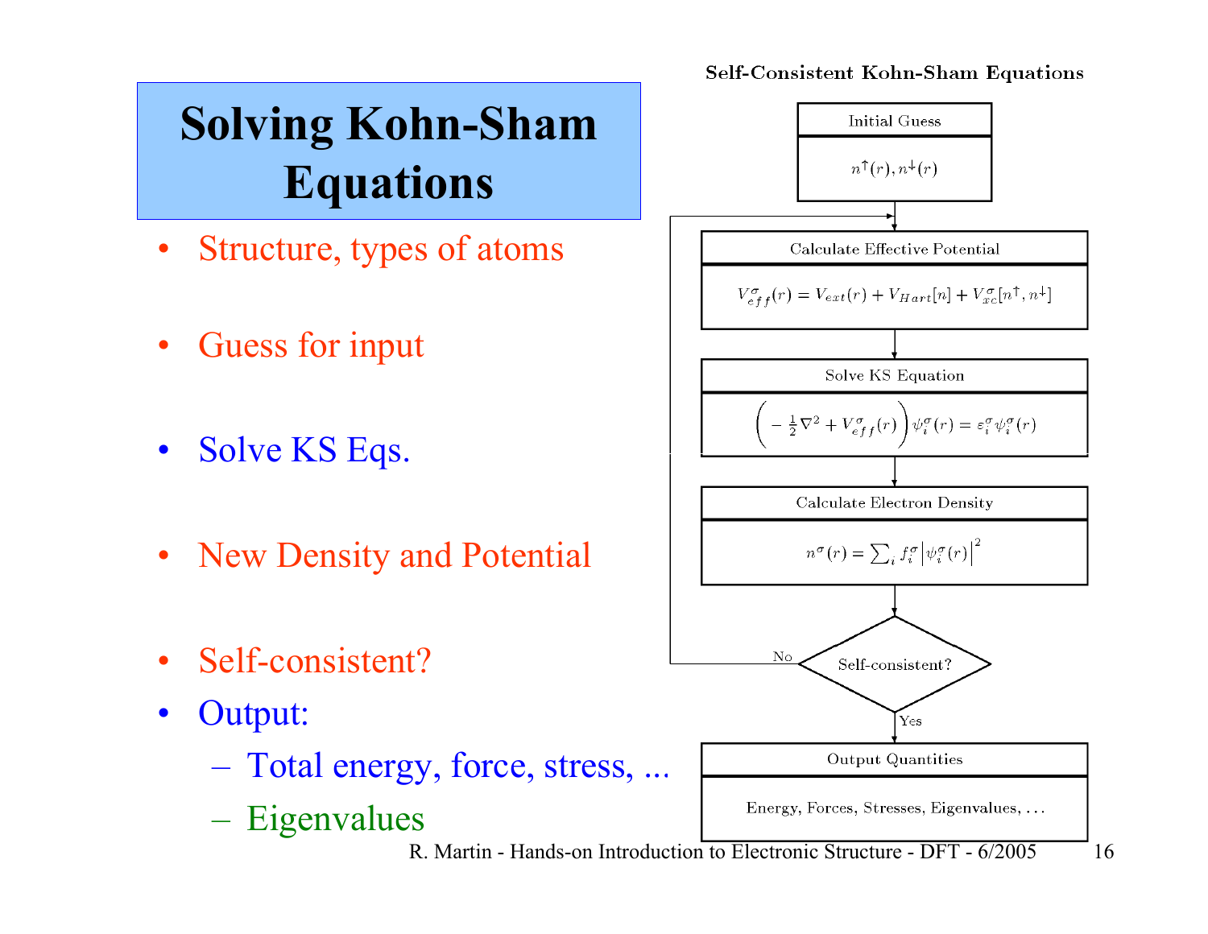# Solving Kohn-Sham Equations

- Structure, types of atoms
- Guess for input
- Solve KS Eqs.
- New Density and Potential
- Self-consistent?
- Output:
  - Total energy, force, stress, ...
  - Eigenvalues

**Self-Consistent Kohn-Sham Equations**

**Initial Guess**

$n^{\uparrow}(r), n^{\downarrow}(r)$

**Calculate Effective Potential**

$$V_{eff}^{\sigma}(r) = V_{ext}(r) + V_{Hart}[n] + V_{xc}^{\sigma}[n^{\uparrow}, n^{\downarrow}]$$

**Solve KS Equation**

$$\left(-\frac{1}{2}\nabla^2 + V_{eff}^{\sigma}(r)\right)\psi_i^{\sigma}(r) = \varepsilon_i^{\sigma}\psi_i^{\sigma}(r)$$

**Calculate Electron Density**

$$n^{\sigma}(r) = \sum_i f_i^{\sigma}\left|\psi_i^{\sigma}(r)\right|^2$$

**Self-consistent?** No → return to Calculate Effective Potential; Yes → Output Quantities

**Output Quantities**

Energy, Forces, Stresses, Eigenvalues, ...

R. Martin - Hands-on Introduction to Electronic Structure - DFT - 6/2005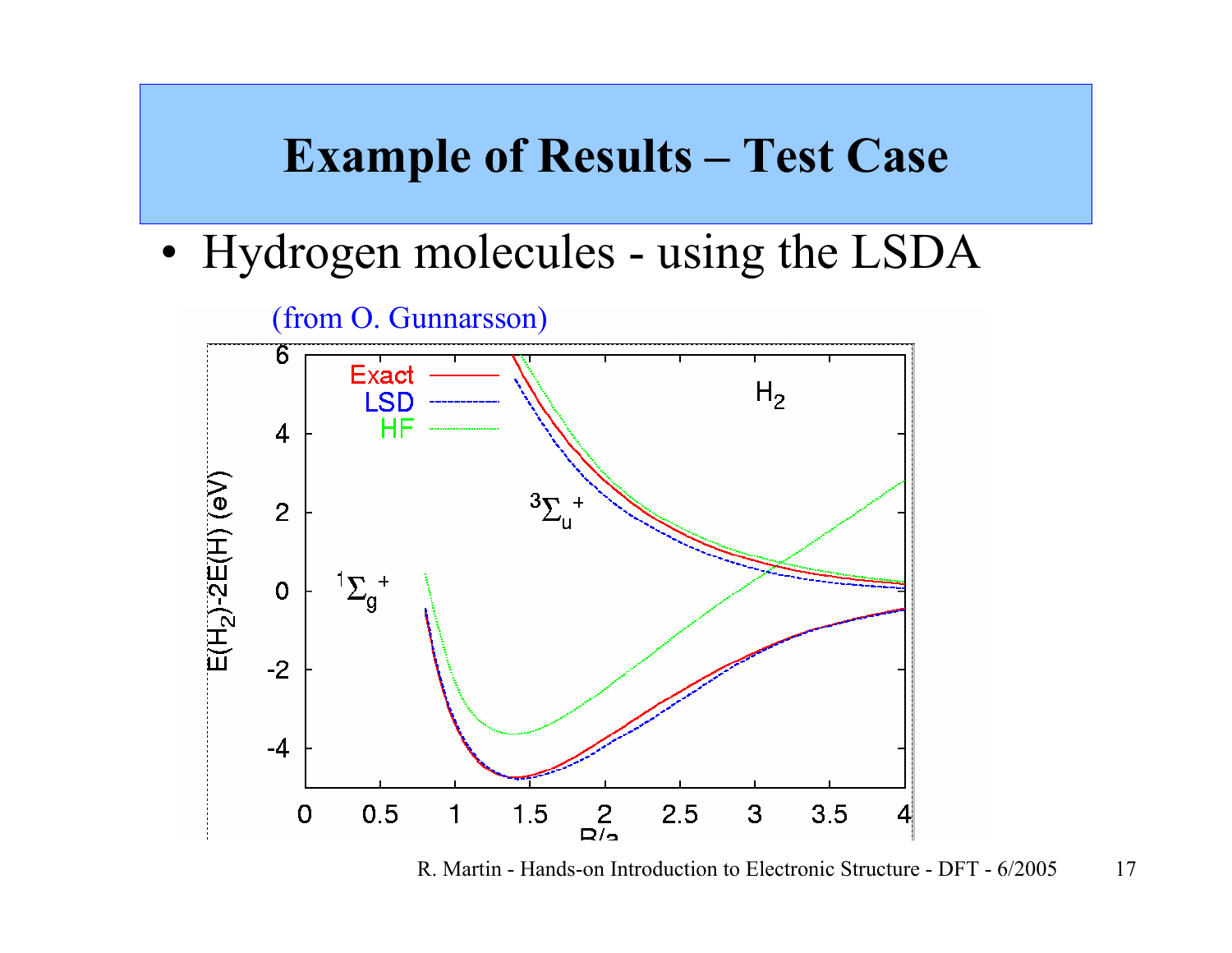# Example of Results – Test Case

- Hydrogen molecules - using the LSDA

(from O. Gunnarsson)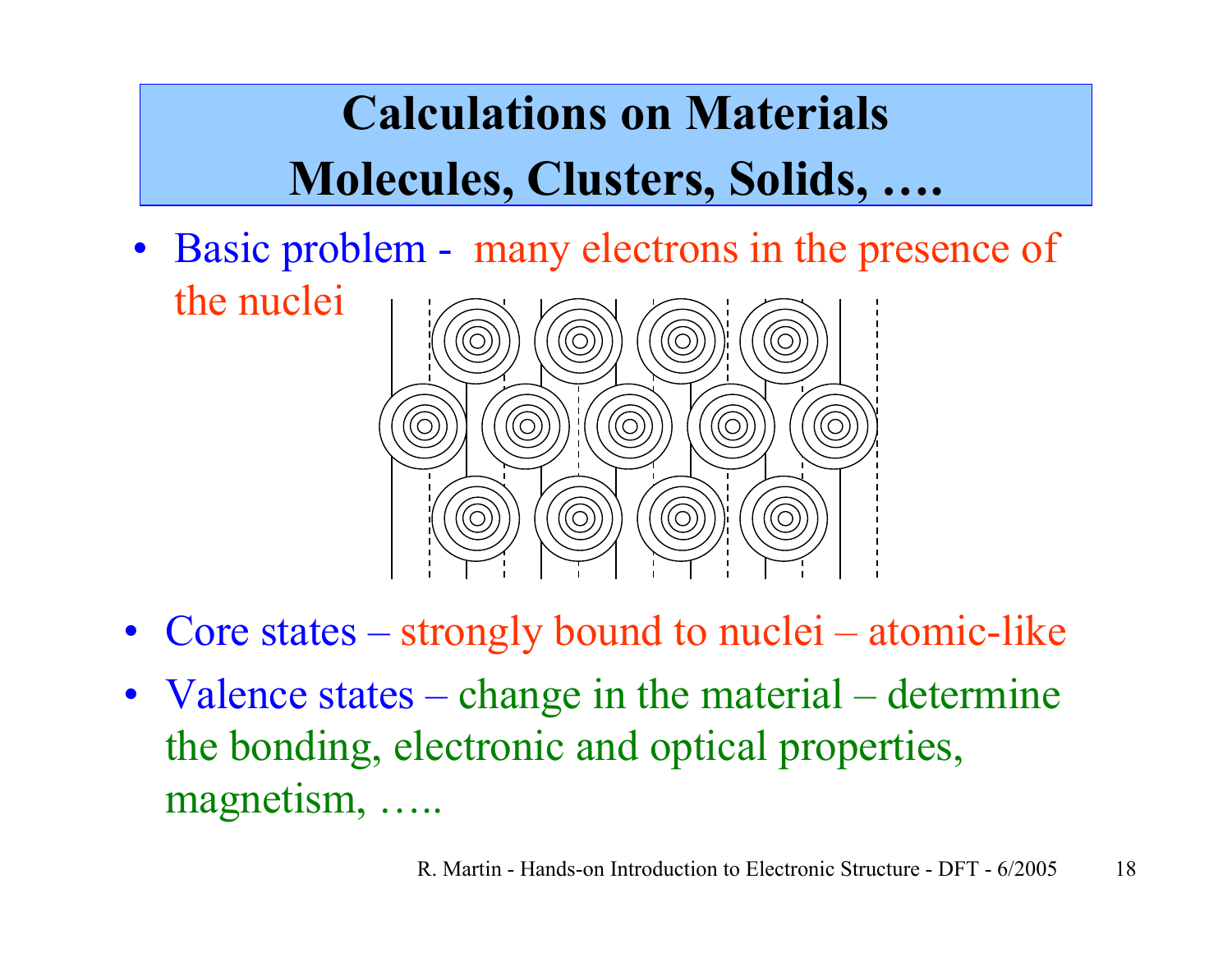# Calculations on Materials
# Molecules, Clusters, Solids, ….

- Basic problem - many electrons in the presence of the nuclei

- Core states – strongly bound to nuclei – atomic-like
- Valence states – change in the material – determine the bonding, electronic and optical properties, magnetism, …..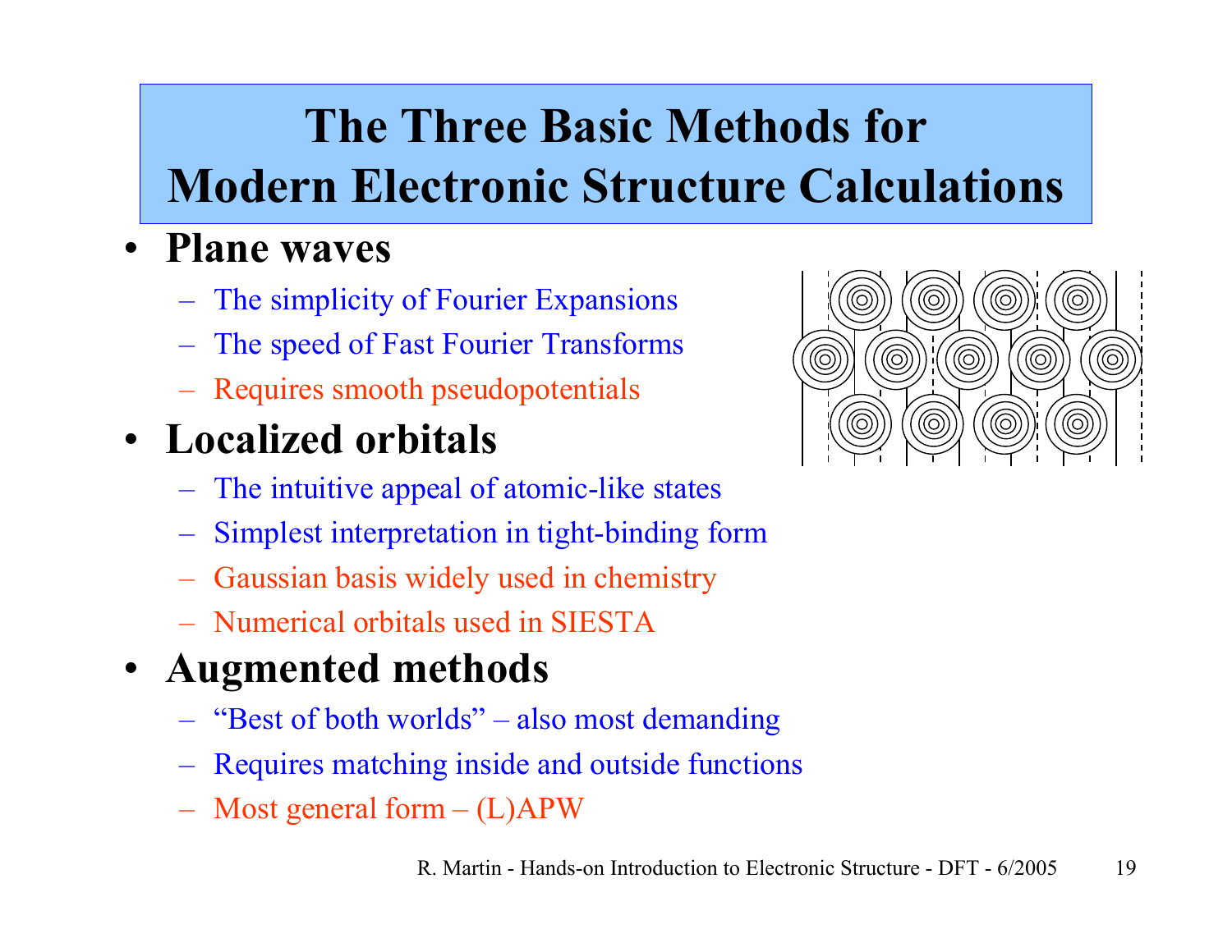# The Three Basic Methods for Modern Electronic Structure Calculations

- **Plane waves**
  - The simplicity of Fourier Expansions
  - The speed of Fast Fourier Transforms
  - Requires smooth pseudopotentials
- **Localized orbitals**
  - The intuitive appeal of atomic-like states
  - Simplest interpretation in tight-binding form
  - Gaussian basis widely used in chemistry
  - Numerical orbitals used in SIESTA
- **Augmented methods**
  - "Best of both worlds" – also most demanding
  - Requires matching inside and outside functions
  - Most general form – (L)APW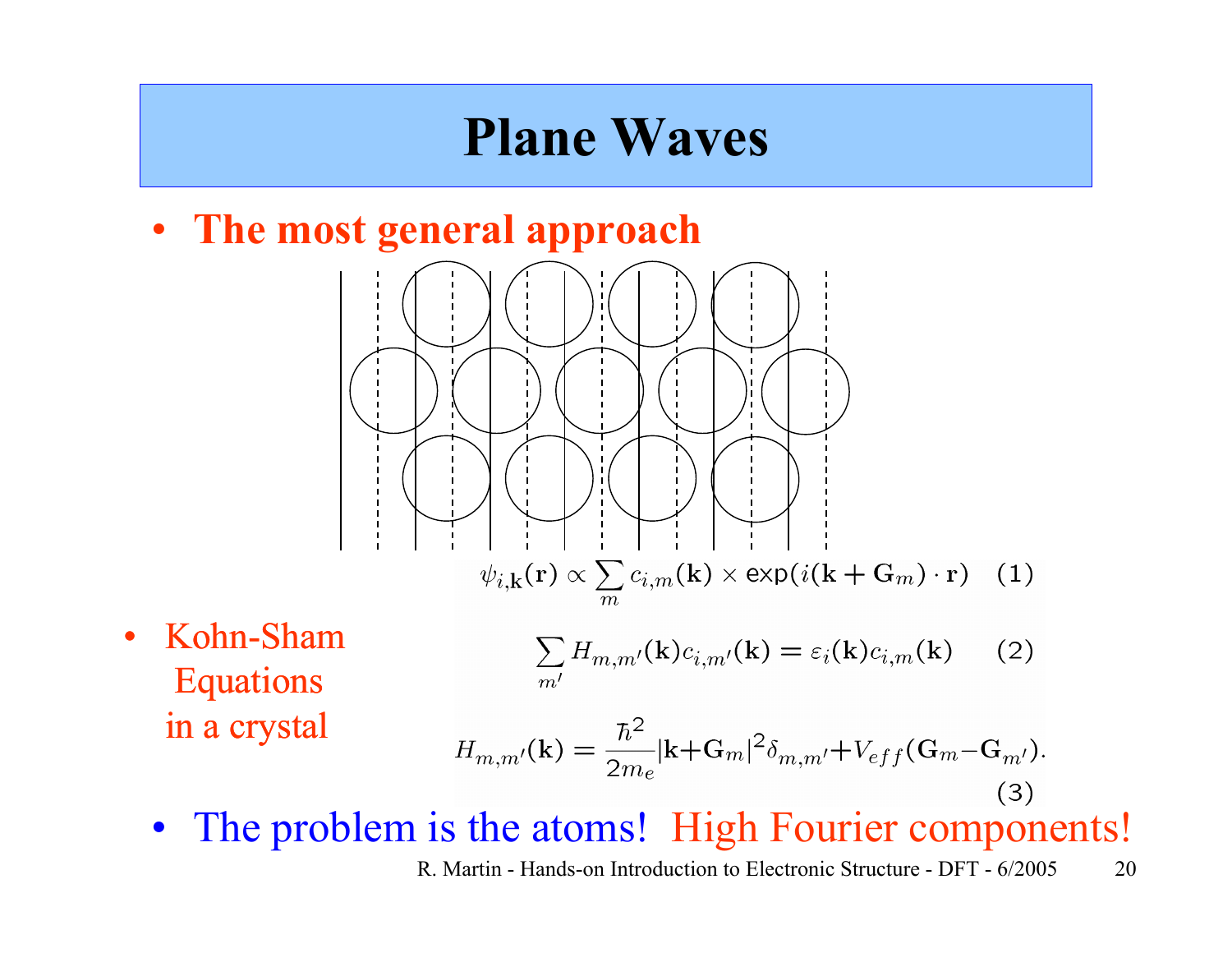# Plane Waves

- **The most general approach**

$$\psi_{i,\mathbf{k}}(\mathbf{r}) \propto \sum_m c_{i,m}(\mathbf{k}) \times \exp(i(\mathbf{k}+\mathbf{G}_m)\cdot\mathbf{r}) \quad (1)$$

- Kohn-Sham Equations in a crystal

$$\sum_{m'} H_{m,m'}(\mathbf{k}) c_{i,m'}(\mathbf{k}) = \varepsilon_i(\mathbf{k}) c_{i,m}(\mathbf{k}) \quad (2)$$

$$H_{m,m'}(\mathbf{k}) = \frac{\hbar^2}{2m_e}|\mathbf{k}+\mathbf{G}_m|^2 \delta_{m,m'} + V_{eff}(\mathbf{G}_m - \mathbf{G}_{m'}). \quad (3)$$

- The problem is the atoms! High Fourier components!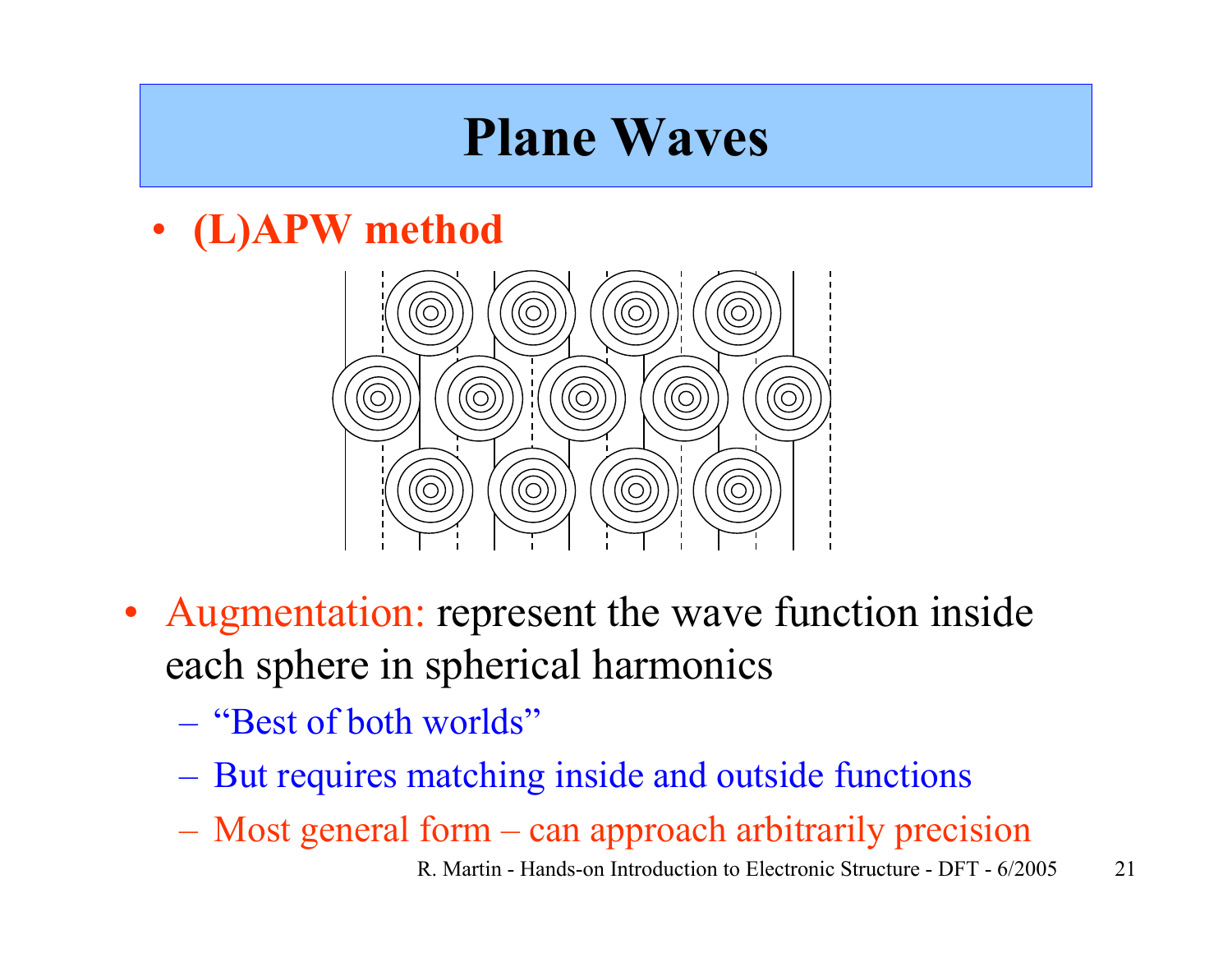# Plane Waves

- **(L)APW method**

- Augmentation: represent the wave function inside each sphere in spherical harmonics
  - "Best of both worlds"
  - But requires matching inside and outside functions
  - Most general form – can approach arbitrarily precision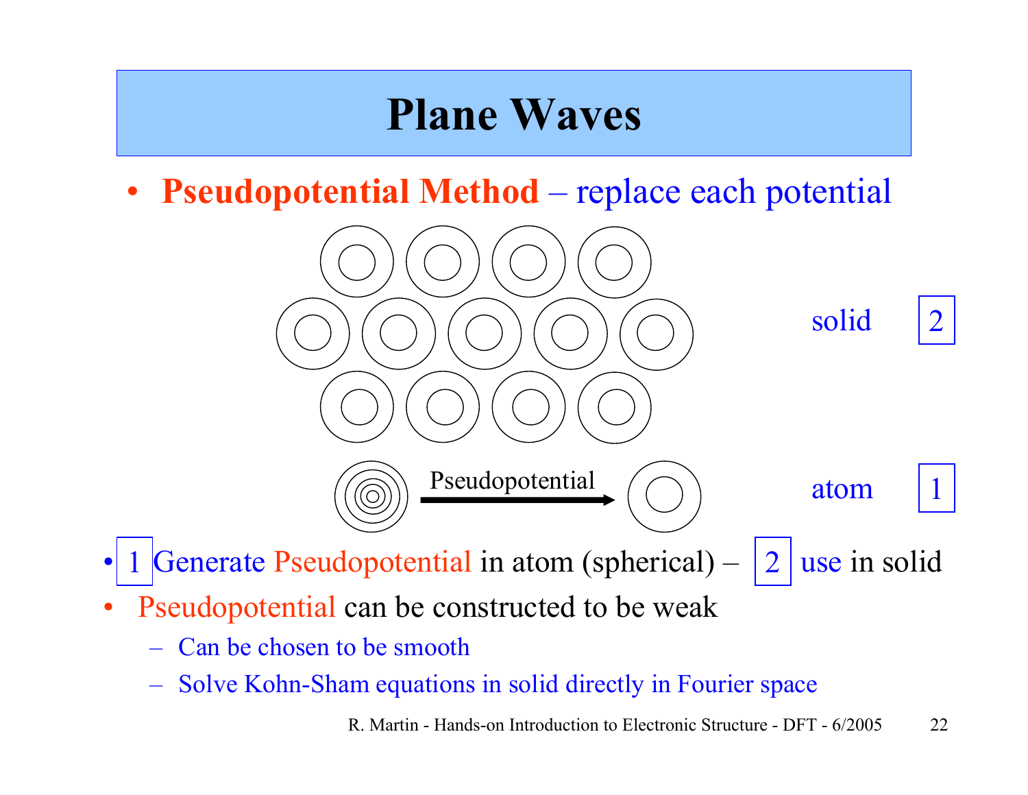# Plane Waves

- **Pseudopotential Method** – replace each potential

solid [2]

Pseudopotential

atom [1]

- [1] Generate Pseudopotential in atom (spherical) – [2] use in solid
- Pseudopotential can be constructed to be weak
  - Can be chosen to be smooth
  - Solve Kohn-Sham equations in solid directly in Fourier space

R. Martin - Hands-on Introduction to Electronic Structure - DFT - 6/2005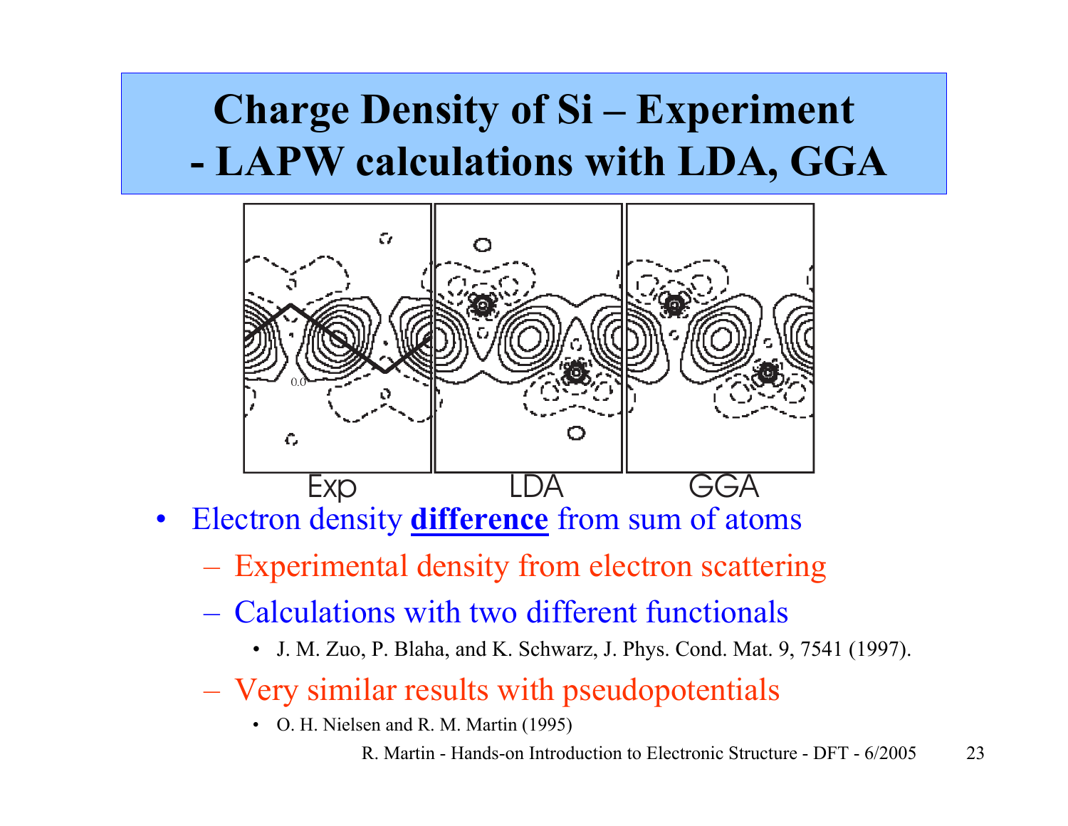# Charge Density of Si – Experiment - LAPW calculations with LDA, GGA

Exp LDA GGA

- Electron density **difference** from sum of atoms
  - Experimental density from electron scattering
  - Calculations with two different functionals
    - J. M. Zuo, P. Blaha, and K. Schwarz, J. Phys. Cond. Mat. 9, 7541 (1997).
  - Very similar results with pseudopotentials
    - O. H. Nielsen and R. M. Martin (1995)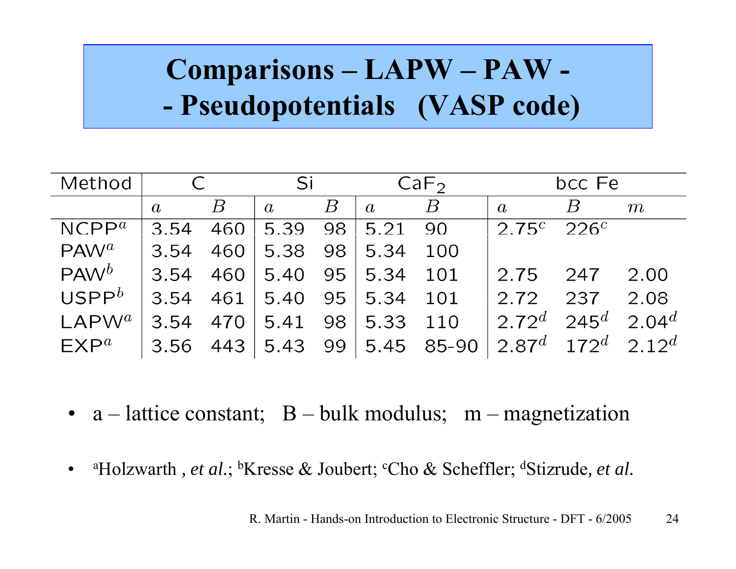# Comparisons – LAPW – PAW - - Pseudopotentials (VASP code)

| Method | C | | Si | | $CaF_2$ | | bcc Fe | | |
|---|---|---|---|---|---|---|---|---|---|
| | $a$ | $B$ | $a$ | $B$ | $a$ | $B$ | $a$ | $B$ | $m$ |
| NCPP[a] | 3.54 | 460 | 5.39 | 98 | 5.21 | 90 | 2.75[c] | 226[c] | |
| PAW[a] | 3.54 | 460 | 5.38 | 98 | 5.34 | 100 | | | |
| PAW[b] | 3.54 | 460 | 5.40 | 95 | 5.34 | 101 | 2.75 | 247 | 2.00 |
| USPP[b] | 3.54 | 461 | 5.40 | 95 | 5.34 | 101 | 2.72 | 237 | 2.08 |
| LAPW[a] | 3.54 | 470 | 5.41 | 98 | 5.33 | 110 | 2.72[d] | 245[d] | 2.04[d] |
| EXP[a] | 3.56 | 443 | 5.43 | 99 | 5.45 | 85-90 | 2.87[d] | 172[d] | 2.12[d] |

- a – lattice constant; B – bulk modulus; m – magnetization
- [a]Holzwarth , *et al.*; [b]Kresse & Joubert; [c]Cho & Scheffler; [d]Stizrude, *et al.*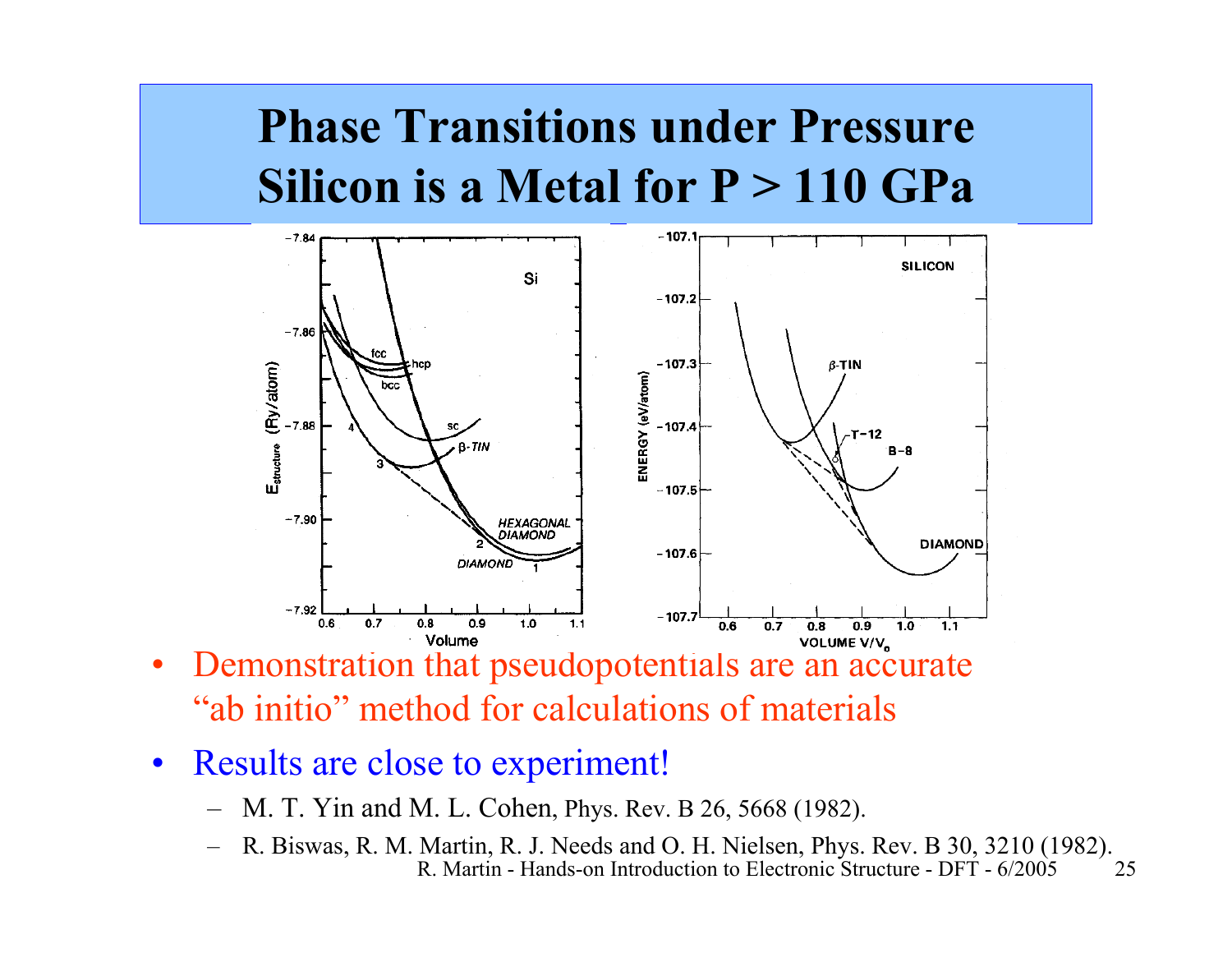# Phase Transitions under Pressure
# Silicon is a Metal for P > 110 GPa

- Demonstration that pseudopotentials are an accurate "ab initio" method for calculations of materials
- Results are close to experiment!
  - M. T. Yin and M. L. Cohen, Phys. Rev. B 26, 5668 (1982).
  - R. Biswas, R. M. Martin, R. J. Needs and O. H. Nielsen, Phys. Rev. B 30, 3210 (1982).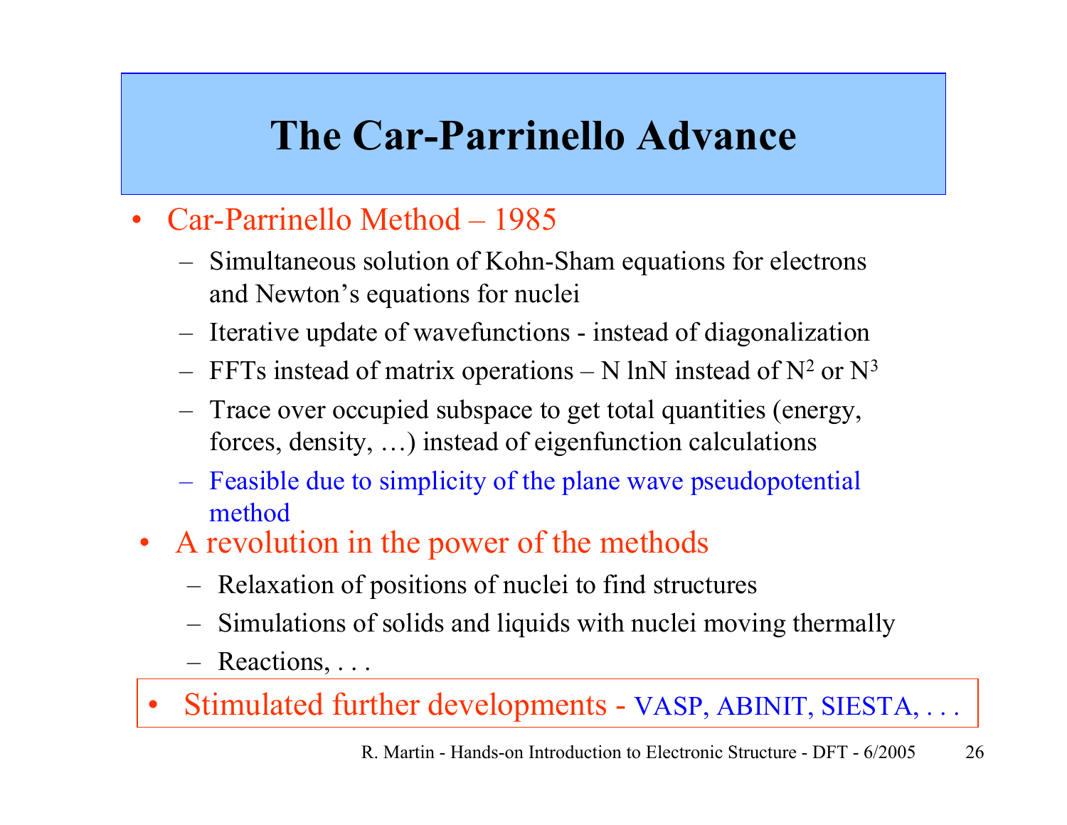# The Car-Parrinello Advance

- Car-Parrinello Method – 1985
  - Simultaneous solution of Kohn-Sham equations for electrons and Newton's equations for nuclei
  - Iterative update of wavefunctions - instead of diagonalization
  - FFTs instead of matrix operations – $N \ln N$ instead of $N^2$ or $N^3$
  - Trace over occupied subspace to get total quantities (energy, forces, density, …) instead of eigenfunction calculations
  - Feasible due to simplicity of the plane wave pseudopotential method
- A revolution in the power of the methods
  - Relaxation of positions of nuclei to find structures
  - Simulations of solids and liquids with nuclei moving thermally
  - Reactions, . . .
- Stimulated further developments - VASP, ABINIT, SIESTA, . . .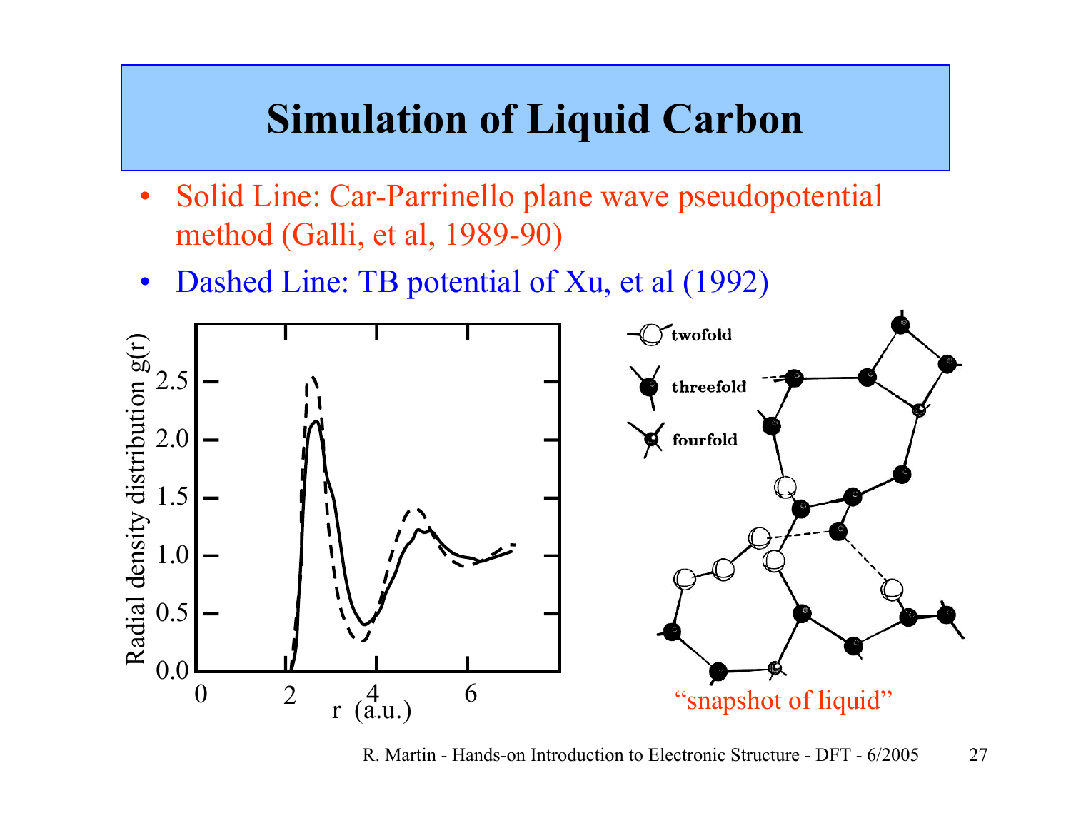# Simulation of Liquid Carbon

- Solid Line: Car-Parrinello plane wave pseudopotential method (Galli, et al, 1989-90)
- Dashed Line: TB potential of Xu, et al (1992)

“snapshot of liquid”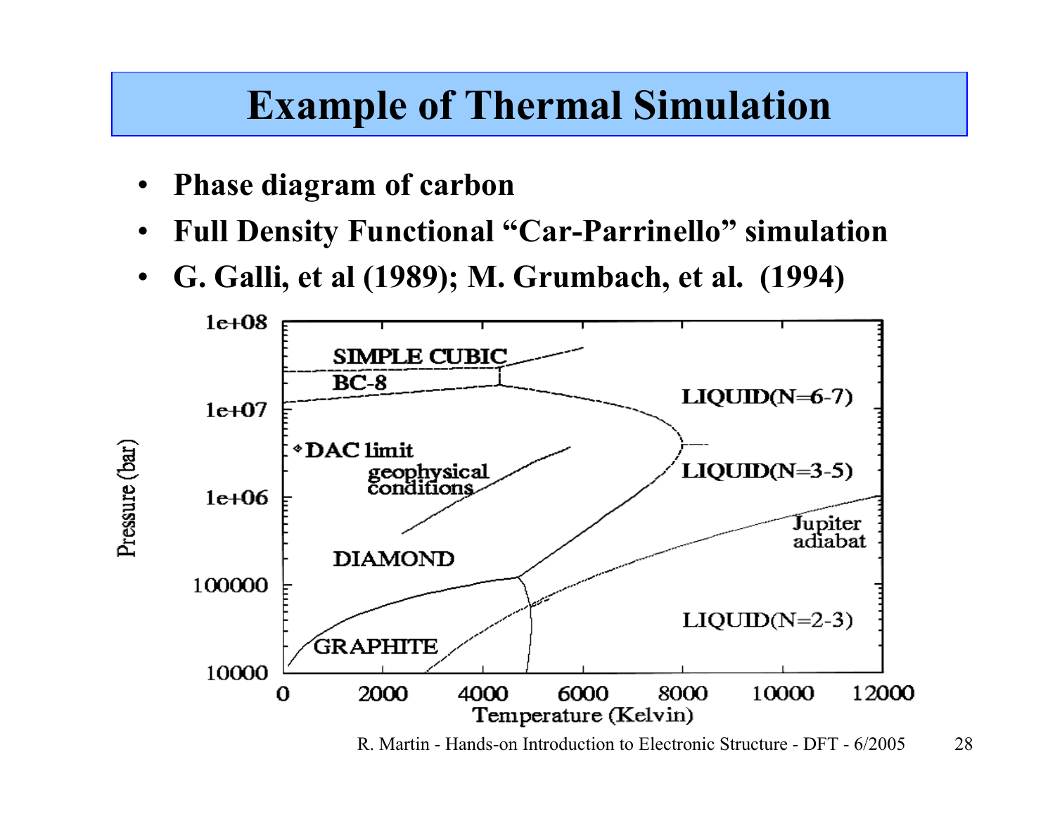# Example of Thermal Simulation

- **Phase diagram of carbon**
- **Full Density Functional "Car-Parrinello" simulation**
- **G. Galli, et al (1989); M. Grumbach, et al. (1994)**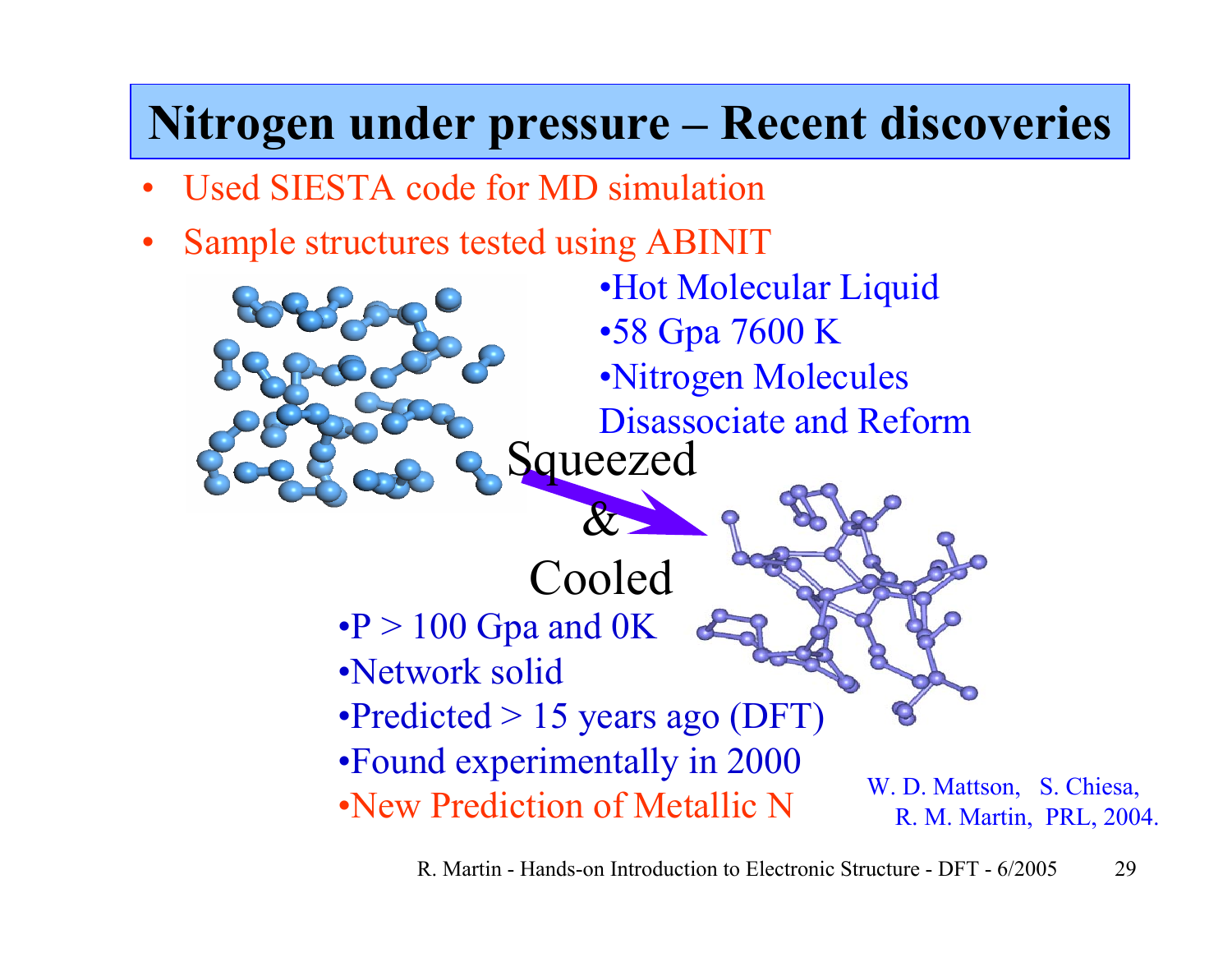# Nitrogen under pressure – Recent discoveries

- Used SIESTA code for MD simulation
- Sample structures tested using ABINIT

•Hot Molecular Liquid
•58 Gpa 7600 K
•Nitrogen Molecules Disassociate and Reform

Squeezed & Cooled

•P > 100 Gpa and 0K
•Network solid
•Predicted > 15 years ago (DFT)
•Found experimentally in 2000
•New Prediction of Metallic N

W. D. Mattson, S. Chiesa, R. M. Martin, PRL, 2004.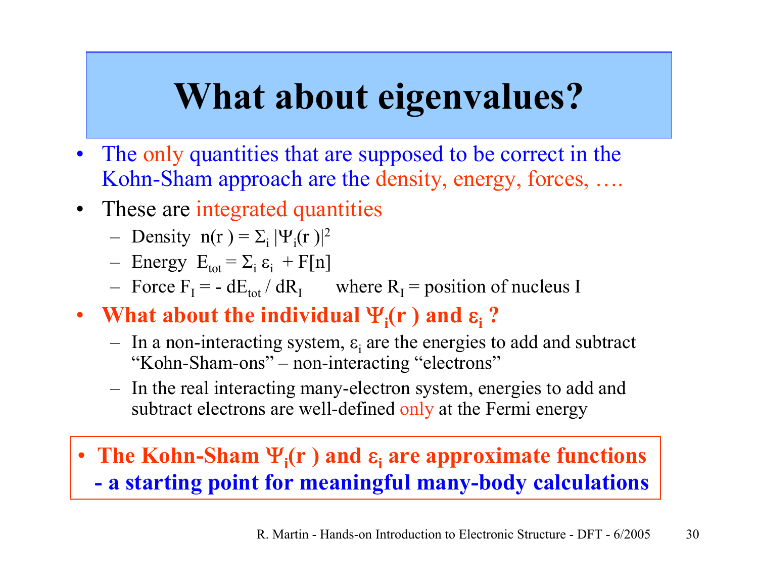# What about eigenvalues?

- The only quantities that are supposed to be correct in the Kohn-Sham approach are the density, energy, forces, ….
- These are integrated quantities
  - Density $n(r) = \Sigma_i |\Psi_i(r)|^2$
  - Energy $E_{tot} = \Sigma_i \varepsilon_i + F[n]$
  - Force $F_I = - dE_{tot} / dR_I$ where $R_I$ = position of nucleus I
- **What about the individual $\Psi_i(r)$ and $\varepsilon_i$ ?**
  - In a non-interacting system, $\varepsilon_i$ are the energies to add and subtract "Kohn-Sham-ons" – non-interacting "electrons"
  - In the real interacting many-electron system, energies to add and subtract electrons are well-defined only at the Fermi energy

- **The Kohn-Sham $\Psi_i(r)$ and $\varepsilon_i$ are approximate functions - a starting point for meaningful many-body calculations**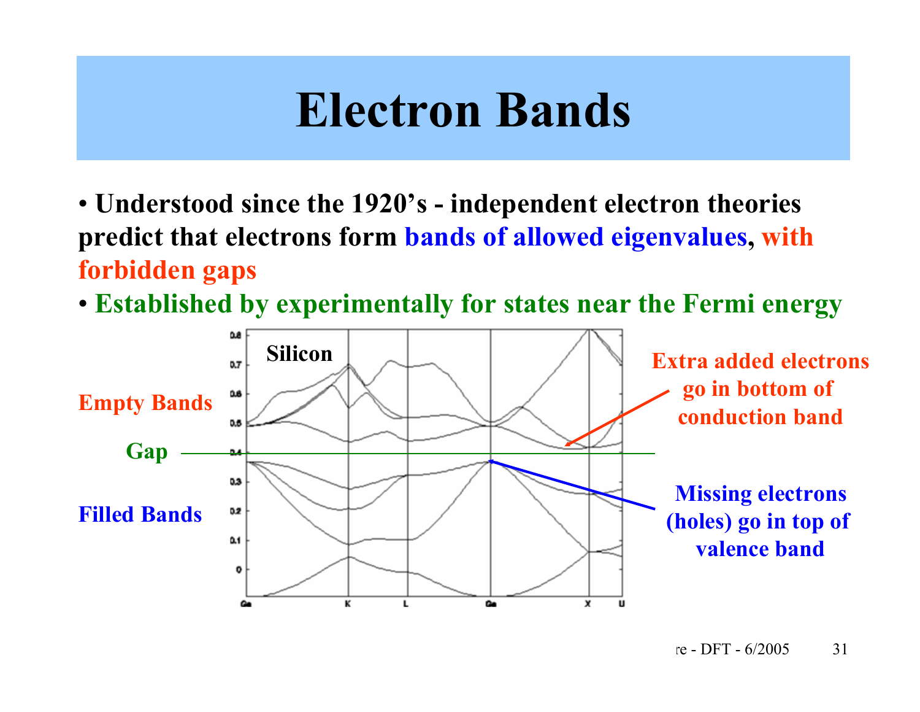# Electron Bands

- **Understood since the 1920's - independent electron theories predict that electrons form bands of allowed eigenvalues, with forbidden gaps**
- **Established by experimentally for states near the Fermi energy**

**Silicon**

**Empty Bands**

**Gap**

**Filled Bands**

**Extra added electrons go in bottom of conduction band**

**Missing electrons (holes) go in top of valence band**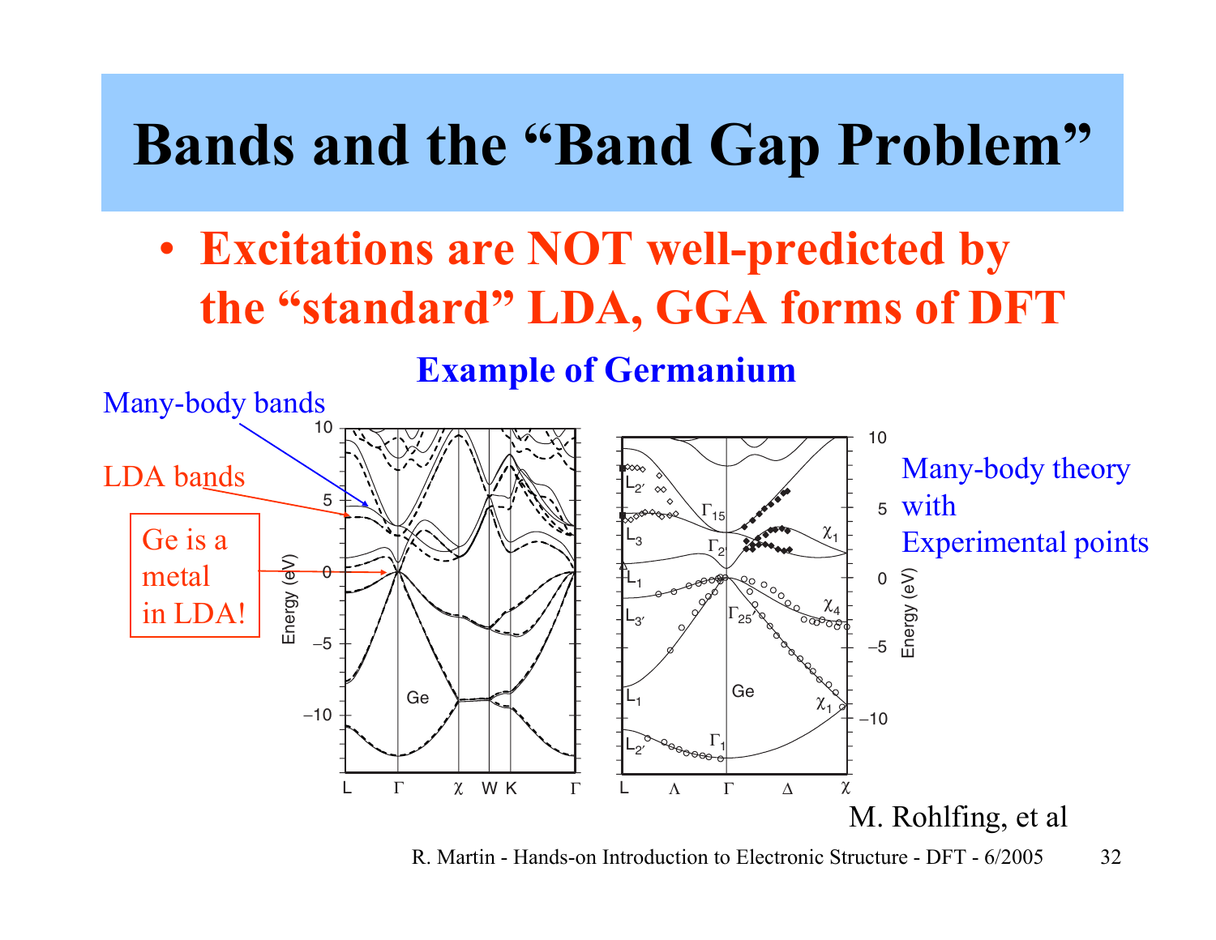# Bands and the "Band Gap Problem"

- **Excitations are NOT well-predicted by the "standard" LDA, GGA forms of DFT**

**Example of Germanium**

Many-body bands

LDA bands

Ge is a metal in LDA!

Many-body theory with Experimental points

M. Rohlfing, et al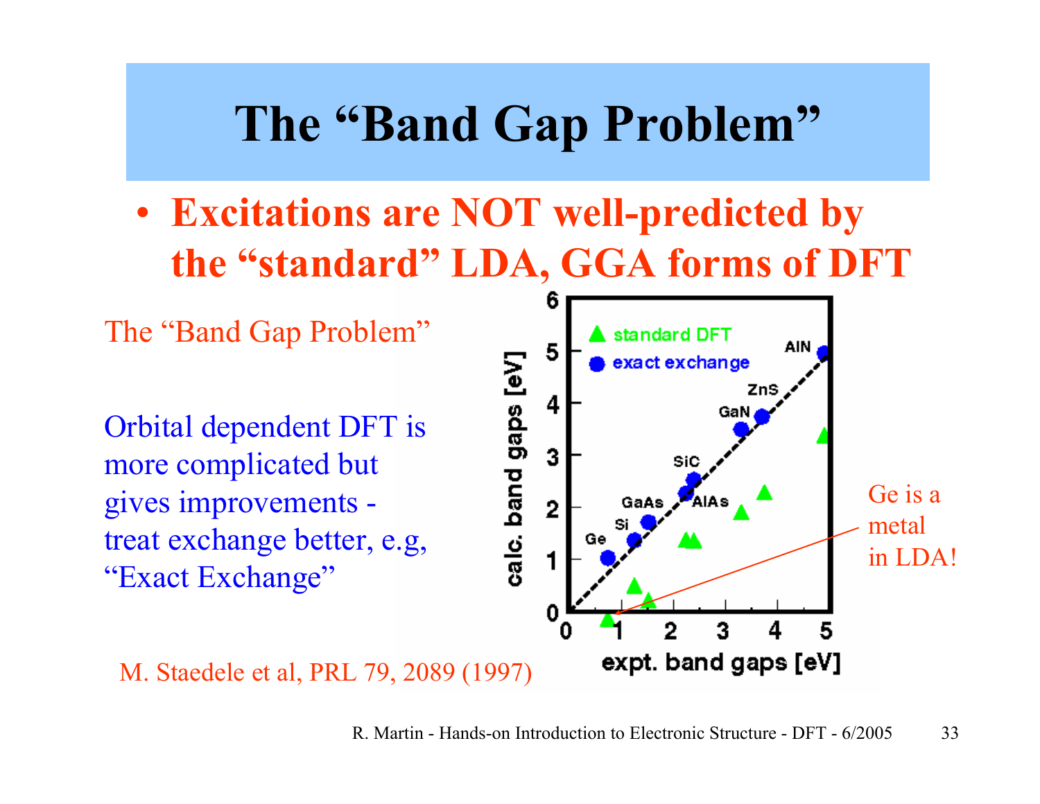# The "Band Gap Problem"

- **Excitations are NOT well-predicted by the "standard" LDA, GGA forms of DFT**

The "Band Gap Problem"

Orbital dependent DFT is more complicated but gives improvements - treat exchange better, e.g, "Exact Exchange"

M. Staedele et al, PRL 79, 2089 (1997)

Ge is a metal in LDA!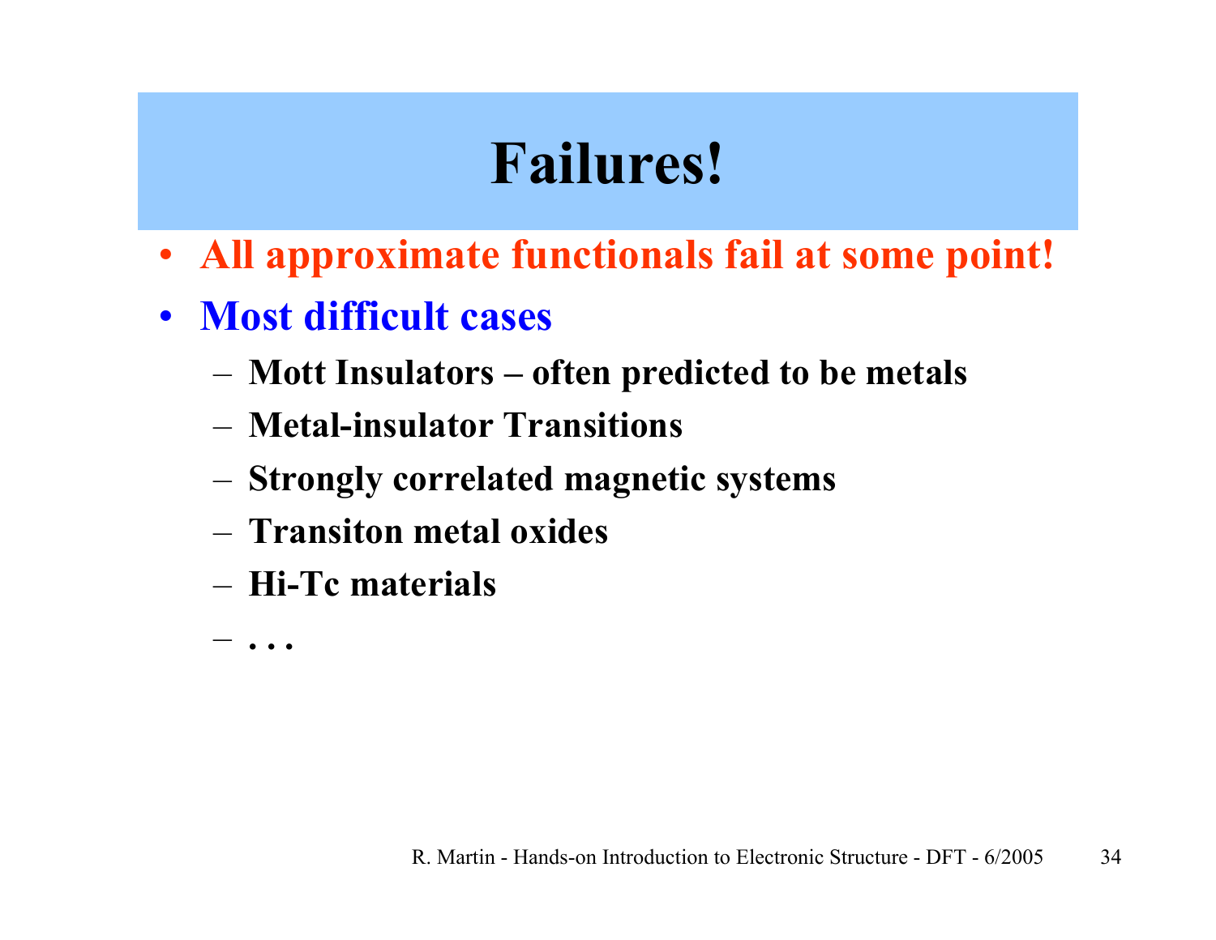# Failures!

- **All approximate functionals fail at some point!**
- **Most difficult cases**
  - **Mott Insulators – often predicted to be metals**
  - **Metal-insulator Transitions**
  - **Strongly correlated magnetic systems**
  - **Transiton metal oxides**
  - **Hi-Tc materials**
  - **. . .**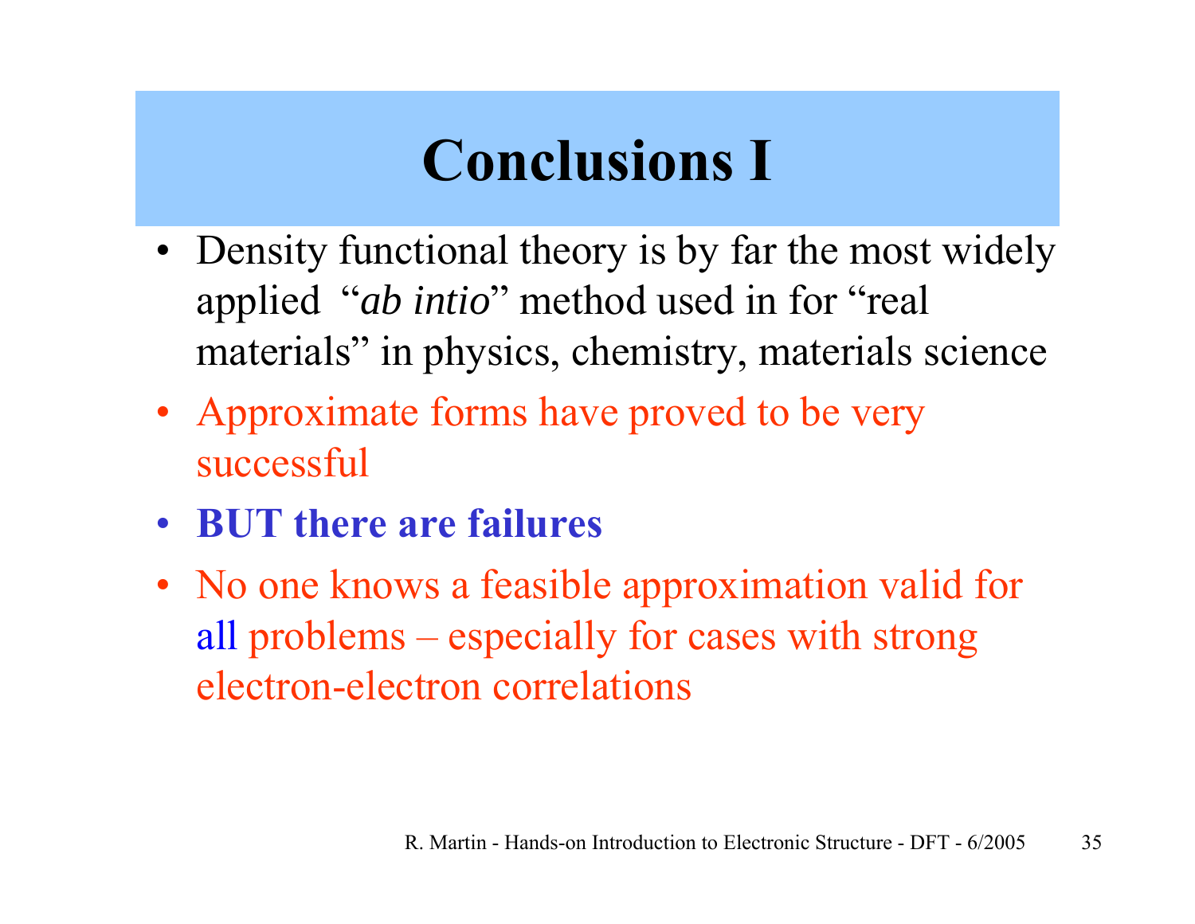# Conclusions I

- Density functional theory is by far the most widely applied "*ab intio*" method used in for "real materials" in physics, chemistry, materials science
- Approximate forms have proved to be very successful
- **BUT there are failures**
- No one knows a feasible approximation valid for all problems – especially for cases with strong electron-electron correlations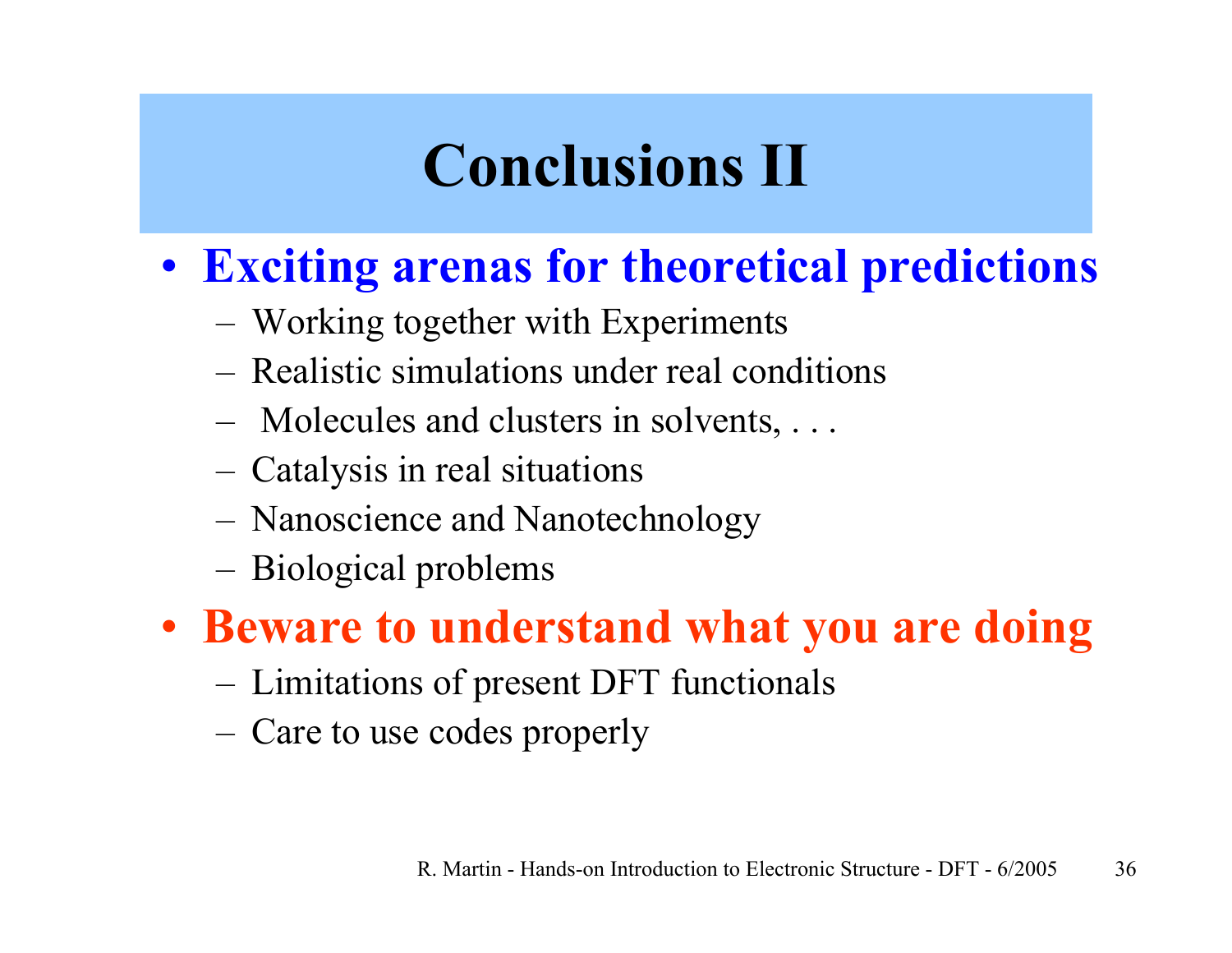# Conclusions II

- **Exciting arenas for theoretical predictions**
  - Working together with Experiments
  - Realistic simulations under real conditions
  - Molecules and clusters in solvents, . . .
  - Catalysis in real situations
  - Nanoscience and Nanotechnology
  - Biological problems
- **Beware to understand what you are doing**
  - Limitations of present DFT functionals
  - Care to use codes properly